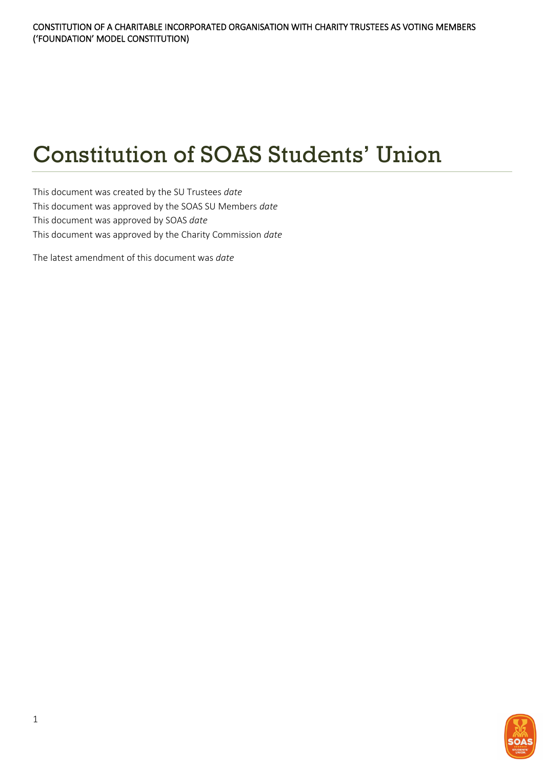CONSTITUTION OF A CHARITABLE INCORPORATED ORGANISATION WITH CHARITY TRUSTEES AS VOTING MEMBERS ('FOUNDATION' MODEL CONSTITUTION)

# Constitution of SOAS Students' Union

This document was created by the SU Trustees *date*

This document was approved by the SOAS SU Members *date*

This document was approved by SOAS *date*

This document was approved by the Charity Commission *date*

The latest amendment of this document was *date*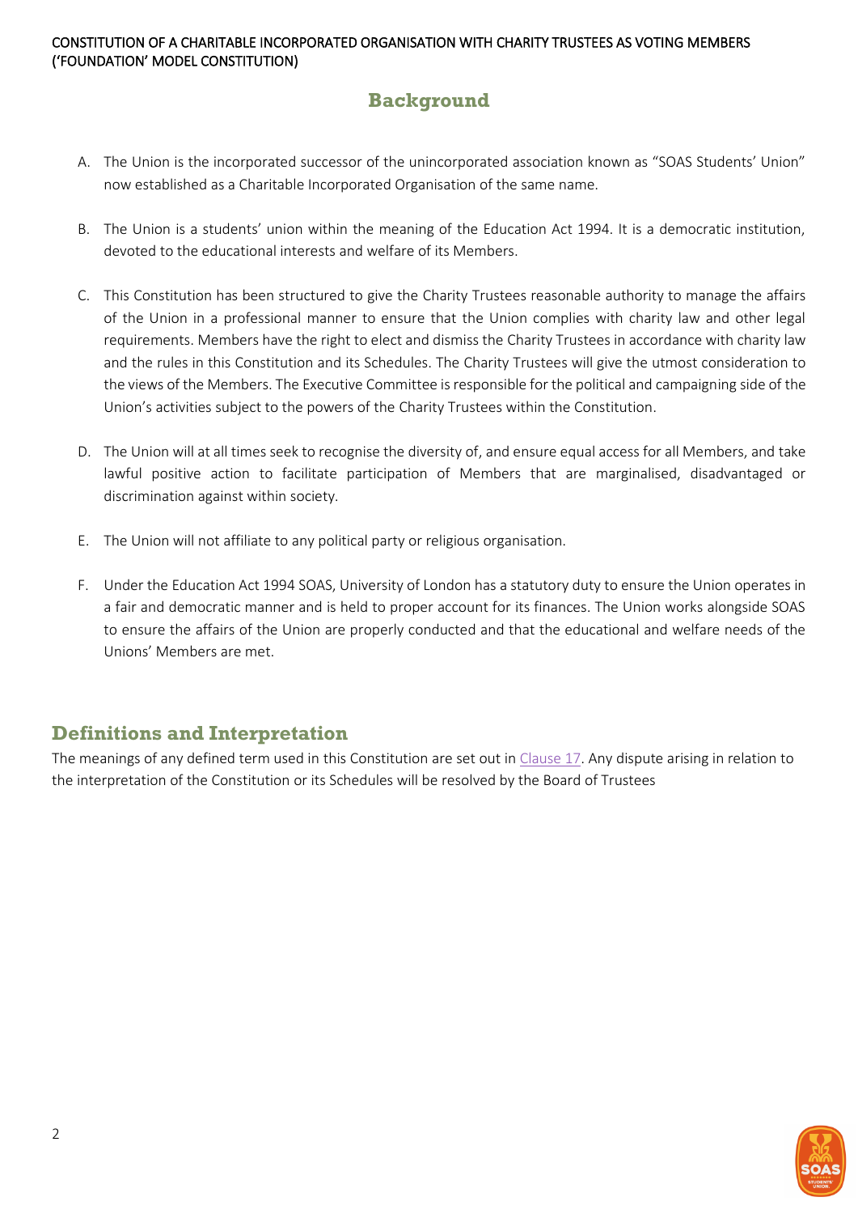## Background

A. The Union is the incorporated successor of the unincorporated association known as "SOAS Students' Union" now established as a Charitable Incorporated Organisation of the same name.

B. The Union is a students' union within the meaning of the Education Act 1994. It is a democratic institution, devoted to the educational interests and welfare of its Members.

C. This Constitution has been structured to give the Charity Trustees reasonable authority to manage the affairs of the Union in a professional manner to ensure that the Union complies with charity law and other legal requirements. Members have the right to elect and dismiss the Charity Trustees in accordance with charity law and the rules in this Constitution and its Schedules. The Charity Trustees will give the utmost consideration to the views of the Members. The Executive Committee is responsible for the political and campaigning side of the Union's activities subject to the powers of the Charity Trustees within the Constitution.

D. The Union will at all times seek to recognise the diversity of, and ensure equal access for all Members, and take lawful positive action to facilitate participation of Members that are marginalised, disadvantaged or discrimination against within society.

E. The Union will not affiliate to any political party or religious organisation.

F. Under the Education Act 1994 SOAS, University of London has a statutory duty to ensure the Union operates in a fair and democratic manner and is held to proper account for its finances. The Union works alongside SOAS to ensure the affairs of the Union are properly conducted and that the educational and welfare needs of the Unions' Members are met.

## Definitions and Interpretation

The meanings of any defined term used in this Constitution are set out in Clause 17. Any dispute arising in relation to the interpretation of the Constitution or its Schedules will be resolved by the Board of Trustees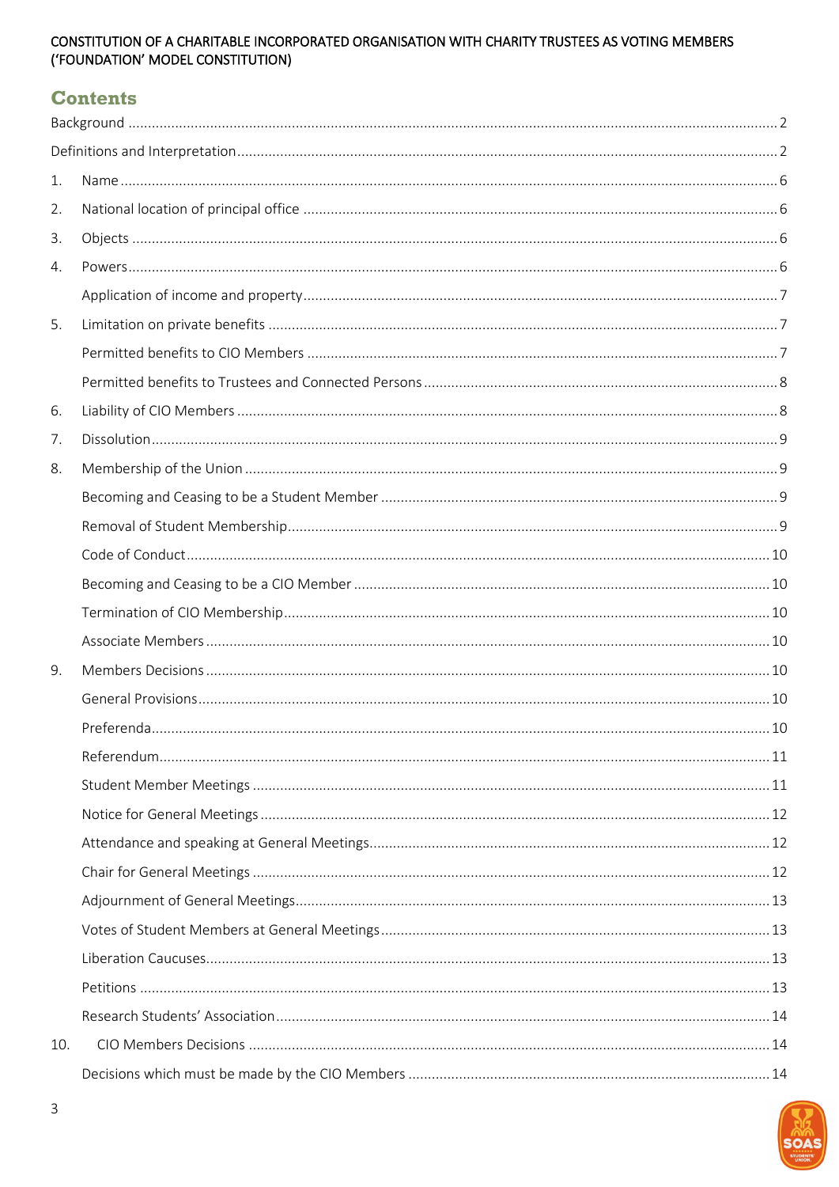## Contents

Background ............ 2

Definitions and Interpretation ............ 2

1. Name ............ 6
2. National location of principal office ............ 6
3. Objects ............ 6
4. Powers ............ 6

   Application of income and property ............ 7

5. Limitation on private benefits ............ 7

   Permitted benefits to CIO Members ............ 7

   Permitted benefits to Trustees and Connected Persons ............ 8

6. Liability of CIO Members ............ 8
7. Dissolution ............ 9
8. Membership of the Union ............ 9

   Becoming and Ceasing to be a Student Member ............ 9

   Removal of Student Membership ............ 9

   Code of Conduct ............ 10

   Becoming and Ceasing to be a CIO Member ............ 10

   Termination of CIO Membership ............ 10

   Associate Members ............ 10

9. Members Decisions ............ 10

   General Provisions ............ 10

   Preferenda ............ 10

   Referendum ............ 11

   Student Member Meetings ............ 11

   Notice for General Meetings ............ 12

   Attendance and speaking at General Meetings ............ 12

   Chair for General Meetings ............ 12

   Adjournment of General Meetings ............ 13

   Votes of Student Members at General Meetings ............ 13

   Liberation Caucuses ............ 13

   Petitions ............ 13

   Research Students' Association ............ 14

10. CIO Members Decisions ............ 14

    Decisions which must be made by the CIO Members ............ 14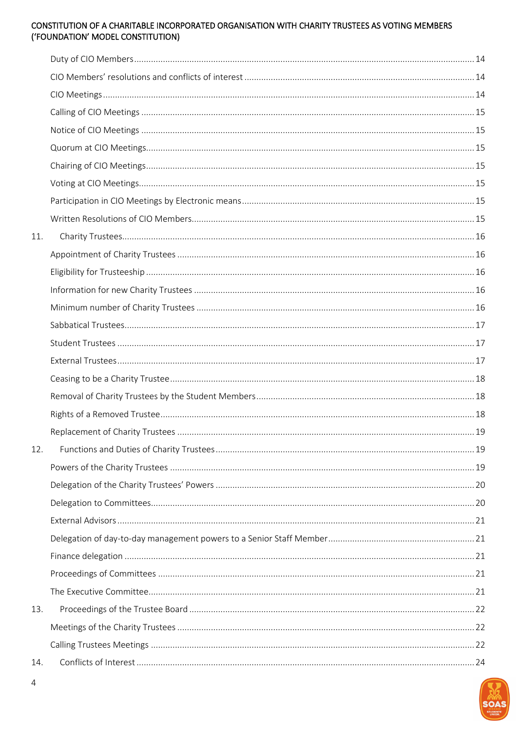Duty of CIO Members ........ 14

CIO Members' resolutions and conflicts of interest ........ 14

CIO Meetings ........ 14

Calling of CIO Meetings ........ 15

Notice of CIO Meetings ........ 15

Quorum at CIO Meetings ........ 15

Chairing of CIO Meetings ........ 15

Voting at CIO Meetings ........ 15

Participation in CIO Meetings by Electronic means ........ 15

Written Resolutions of CIO Members ........ 15

11. Charity Trustees ........ 16

Appointment of Charity Trustees ........ 16

Eligibility for Trusteeship ........ 16

Information for new Charity Trustees ........ 16

Minimum number of Charity Trustees ........ 16

Sabbatical Trustees ........ 17

Student Trustees ........ 17

External Trustees ........ 17

Ceasing to be a Charity Trustee ........ 18

Removal of Charity Trustees by the Student Members ........ 18

Rights of a Removed Trustee ........ 18

Replacement of Charity Trustees ........ 19

12. Functions and Duties of Charity Trustees ........ 19

Powers of the Charity Trustees ........ 19

Delegation of the Charity Trustees' Powers ........ 20

Delegation to Committees ........ 20

External Advisors ........ 21

Delegation of day-to-day management powers to a Senior Staff Member ........ 21

Finance delegation ........ 21

Proceedings of Committees ........ 21

The Executive Committee ........ 21

13. Proceedings of the Trustee Board ........ 22

Meetings of the Charity Trustees ........ 22

Calling Trustees Meetings ........ 22

14. Conflicts of Interest ........ 24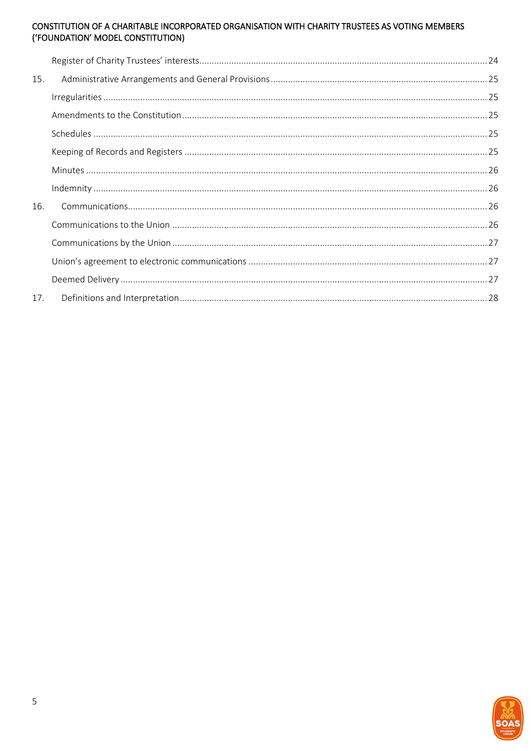Register of Charity Trustees' interests ........ 24

15. Administrative Arrangements and General Provisions ........ 25

Irregularities ........ 25

Amendments to the Constitution ........ 25

Schedules ........ 25

Keeping of Records and Registers ........ 25

Minutes ........ 26

Indemnity ........ 26

16. Communications ........ 26

Communications to the Union ........ 26

Communications by the Union ........ 27

Union's agreement to electronic communications ........ 27

Deemed Delivery ........ 27

17. Definitions and Interpretation ........ 28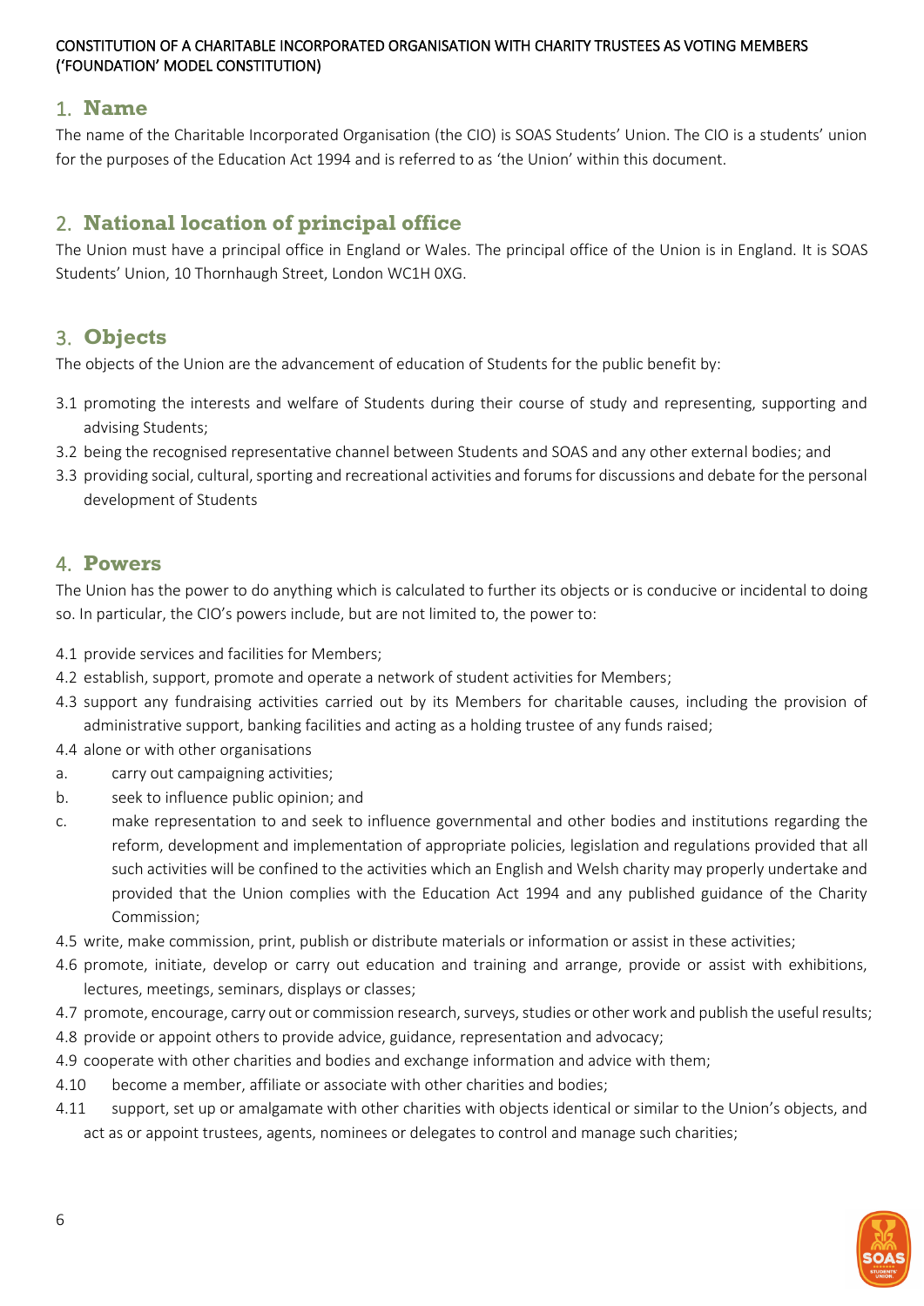CONSTITUTION OF A CHARITABLE INCORPORATED ORGANISATION WITH CHARITY TRUSTEES AS VOTING MEMBERS ('FOUNDATION' MODEL CONSTITUTION)

## 1. Name

The name of the Charitable Incorporated Organisation (the CIO) is SOAS Students' Union. The CIO is a students' union for the purposes of the Education Act 1994 and is referred to as 'the Union' within this document.

## 2. National location of principal office

The Union must have a principal office in England or Wales. The principal office of the Union is in England. It is SOAS Students' Union, 10 Thornhaugh Street, London WC1H 0XG.

## 3. Objects

The objects of the Union are the advancement of education of Students for the public benefit by:

3.1 promoting the interests and welfare of Students during their course of study and representing, supporting and advising Students;

3.2 being the recognised representative channel between Students and SOAS and any other external bodies; and

3.3 providing social, cultural, sporting and recreational activities and forums for discussions and debate for the personal development of Students

## 4. Powers

The Union has the power to do anything which is calculated to further its objects or is conducive or incidental to doing so. In particular, the CIO's powers include, but are not limited to, the power to:

4.1 provide services and facilities for Members;

4.2 establish, support, promote and operate a network of student activities for Members;

4.3 support any fundraising activities carried out by its Members for charitable causes, including the provision of administrative support, banking facilities and acting as a holding trustee of any funds raised;

4.4 alone or with other organisations

a. carry out campaigning activities;

b. seek to influence public opinion; and

c. make representation to and seek to influence governmental and other bodies and institutions regarding the reform, development and implementation of appropriate policies, legislation and regulations provided that all such activities will be confined to the activities which an English and Welsh charity may properly undertake and provided that the Union complies with the Education Act 1994 and any published guidance of the Charity Commission;

4.5 write, make commission, print, publish or distribute materials or information or assist in these activities;

4.6 promote, initiate, develop or carry out education and training and arrange, provide or assist with exhibitions, lectures, meetings, seminars, displays or classes;

4.7 promote, encourage, carry out or commission research, surveys, studies or other work and publish the useful results;

4.8 provide or appoint others to provide advice, guidance, representation and advocacy;

4.9 cooperate with other charities and bodies and exchange information and advice with them;

4.10 become a member, affiliate or associate with other charities and bodies;

4.11 support, set up or amalgamate with other charities with objects identical or similar to the Union's objects, and act as or appoint trustees, agents, nominees or delegates to control and manage such charities;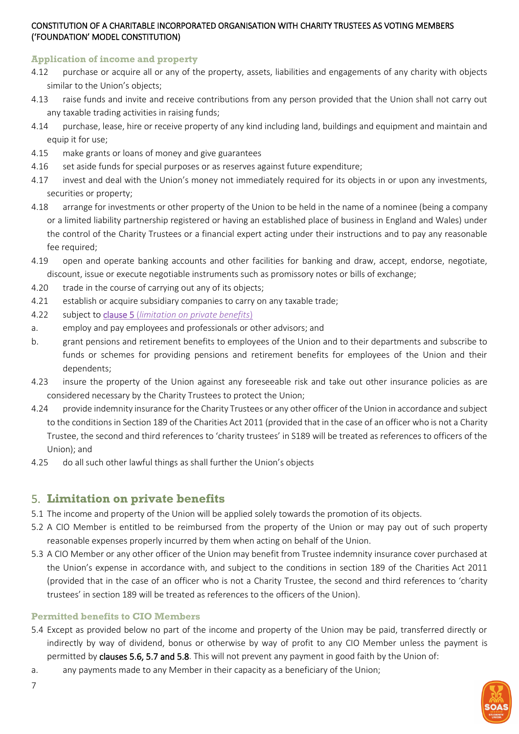### Application of income and property

4.12 purchase or acquire all or any of the property, assets, liabilities and engagements of any charity with objects similar to the Union's objects;

4.13 raise funds and invite and receive contributions from any person provided that the Union shall not carry out any taxable trading activities in raising funds;

4.14 purchase, lease, hire or receive property of any kind including land, buildings and equipment and maintain and equip it for use;

4.15 make grants or loans of money and give guarantees

4.16 set aside funds for special purposes or as reserves against future expenditure;

4.17 invest and deal with the Union's money not immediately required for its objects in or upon any investments, securities or property;

4.18 arrange for investments or other property of the Union to be held in the name of a nominee (being a company or a limited liability partnership registered or having an established place of business in England and Wales) under the control of the Charity Trustees or a financial expert acting under their instructions and to pay any reasonable fee required;

4.19 open and operate banking accounts and other facilities for banking and draw, accept, endorse, negotiate, discount, issue or execute negotiable instruments such as promissory notes or bills of exchange;

4.20 trade in the course of carrying out any of its objects;

4.21 establish or acquire subsidiary companies to carry on any taxable trade;

4.22 subject to **clause 5** (*limitation on private benefits*)

a. employ and pay employees and professionals or other advisors; and

b. grant pensions and retirement benefits to employees of the Union and to their departments and subscribe to funds or schemes for providing pensions and retirement benefits for employees of the Union and their dependents;

4.23 insure the property of the Union against any foreseeable risk and take out other insurance policies as are considered necessary by the Charity Trustees to protect the Union;

4.24 provide indemnity insurance for the Charity Trustees or any other officer of the Union in accordance and subject to the conditions in Section 189 of the Charities Act 2011 (provided that in the case of an officer who is not a Charity Trustee, the second and third references to 'charity trustees' in S189 will be treated as references to officers of the Union); and

4.25 do all such other lawful things as shall further the Union's objects

## 5. Limitation on private benefits

5.1 The income and property of the Union will be applied solely towards the promotion of its objects.

5.2 A CIO Member is entitled to be reimbursed from the property of the Union or may pay out of such property reasonable expenses properly incurred by them when acting on behalf of the Union.

5.3 A CIO Member or any other officer of the Union may benefit from Trustee indemnity insurance cover purchased at the Union's expense in accordance with, and subject to the conditions in section 189 of the Charities Act 2011 (provided that in the case of an officer who is not a Charity Trustee, the second and third references to 'charity trustees' in section 189 will be treated as references to the officers of the Union).

### Permitted benefits to CIO Members

5.4 Except as provided below no part of the income and property of the Union may be paid, transferred directly or indirectly by way of dividend, bonus or otherwise by way of profit to any CIO Member unless the payment is permitted by **clauses 5.6, 5.7 and 5.8**. This will not prevent any payment in good faith by the Union of:

a. any payments made to any Member in their capacity as a beneficiary of the Union;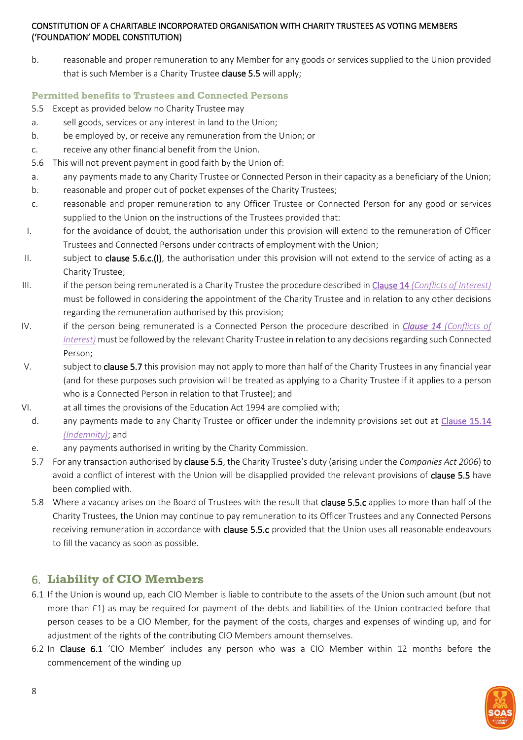b. reasonable and proper remuneration to any Member for any goods or services supplied to the Union provided that is such Member is a Charity Trustee **clause 5.5** will apply;

### Permitted benefits to Trustees and Connected Persons

5.5 Except as provided below no Charity Trustee may

a. sell goods, services or any interest in land to the Union;

b. be employed by, or receive any remuneration from the Union; or

c. receive any other financial benefit from the Union.

5.6 This will not prevent payment in good faith by the Union of:

a. any payments made to any Charity Trustee or Connected Person in their capacity as a beneficiary of the Union;

b. reasonable and proper out of pocket expenses of the Charity Trustees;

c. reasonable and proper remuneration to any Officer Trustee or Connected Person for any good or services supplied to the Union on the instructions of the Trustees provided that:

I. for the avoidance of doubt, the authorisation under this provision will extend to the remuneration of Officer Trustees and Connected Persons under contracts of employment with the Union;

II. subject to **clause 5.6.c.(I)**, the authorisation under this provision will not extend to the service of acting as a Charity Trustee;

III. if the person being remunerated is a Charity Trustee the procedure described in Clause 14 *(Conflicts of Interest)* must be followed in considering the appointment of the Charity Trustee and in relation to any other decisions regarding the remuneration authorised by this provision;

IV. if the person being remunerated is a Connected Person the procedure described in ***Clause 14*** *(Conflicts of Interest)* must be followed by the relevant Charity Trustee in relation to any decisions regarding such Connected Person;

V. subject to **clause 5.7** this provision may not apply to more than half of the Charity Trustees in any financial year (and for these purposes such provision will be treated as applying to a Charity Trustee if it applies to a person who is a Connected Person in relation to that Trustee); and

VI. at all times the provisions of the Education Act 1994 are complied with;

d. any payments made to any Charity Trustee or officer under the indemnity provisions set out at Clause 15.14 *(Indemnity)*; and

e. any payments authorised in writing by the Charity Commission.

5.7 For any transaction authorised by **clause 5.5**, the Charity Trustee's duty (arising under the *Companies Act 2006*) to avoid a conflict of interest with the Union will be disapplied provided the relevant provisions of **clause 5.5** have been complied with.

5.8 Where a vacancy arises on the Board of Trustees with the result that **clause 5.5.c** applies to more than half of the Charity Trustees, the Union may continue to pay remuneration to its Officer Trustees and any Connected Persons receiving remuneration in accordance with **clause 5.5.c** provided that the Union uses all reasonable endeavours to fill the vacancy as soon as possible.

## 6. Liability of CIO Members

6.1 If the Union is wound up, each CIO Member is liable to contribute to the assets of the Union such amount (but not more than £1) as may be required for payment of the debts and liabilities of the Union contracted before that person ceases to be a CIO Member, for the payment of the costs, charges and expenses of winding up, and for adjustment of the rights of the contributing CIO Members amount themselves.

6.2 In **Clause 6.1** 'CIO Member' includes any person who was a CIO Member within 12 months before the commencement of the winding up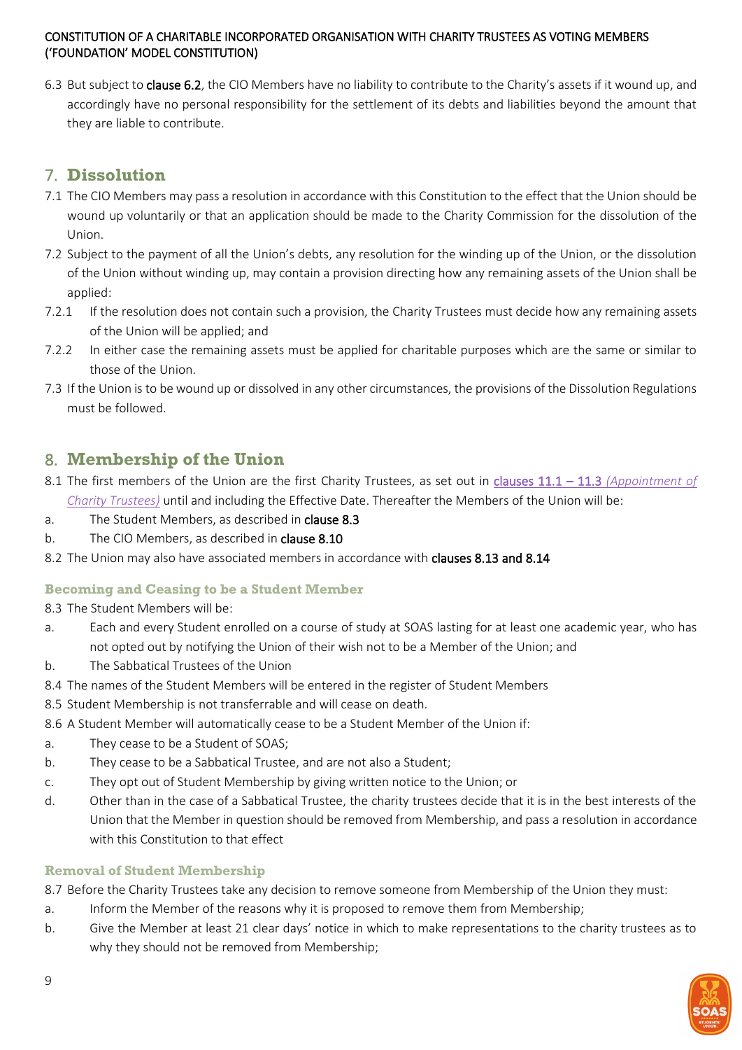6.3 But subject to **clause 6.2**, the CIO Members have no liability to contribute to the Charity's assets if it wound up, and accordingly have no personal responsibility for the settlement of its debts and liabilities beyond the amount that they are liable to contribute.

## 7. Dissolution

7.1 The CIO Members may pass a resolution in accordance with this Constitution to the effect that the Union should be wound up voluntarily or that an application should be made to the Charity Commission for the dissolution of the Union.

7.2 Subject to the payment of all the Union's debts, any resolution for the winding up of the Union, or the dissolution of the Union without winding up, may contain a provision directing how any remaining assets of the Union shall be applied:

7.2.1 If the resolution does not contain such a provision, the Charity Trustees must decide how any remaining assets of the Union will be applied; and

7.2.2 In either case the remaining assets must be applied for charitable purposes which are the same or similar to those of the Union.

7.3 If the Union is to be wound up or dissolved in any other circumstances, the provisions of the Dissolution Regulations must be followed.

## 8. Membership of the Union

8.1 The first members of the Union are the first Charity Trustees, as set out in clauses 11.1 – 11.3 *(Appointment of Charity Trustees)* until and including the Effective Date. Thereafter the Members of the Union will be:

a. The Student Members, as described in **clause 8.3**

b. The CIO Members, as described in **clause 8.10**

8.2 The Union may also have associated members in accordance with **clauses 8.13 and 8.14**

### Becoming and Ceasing to be a Student Member

8.3 The Student Members will be:

a. Each and every Student enrolled on a course of study at SOAS lasting for at least one academic year, who has not opted out by notifying the Union of their wish not to be a Member of the Union; and

b. The Sabbatical Trustees of the Union

8.4 The names of the Student Members will be entered in the register of Student Members

8.5 Student Membership is not transferrable and will cease on death.

8.6 A Student Member will automatically cease to be a Student Member of the Union if:

a. They cease to be a Student of SOAS;

b. They cease to be a Sabbatical Trustee, and are not also a Student;

c. They opt out of Student Membership by giving written notice to the Union; or

d. Other than in the case of a Sabbatical Trustee, the charity trustees decide that it is in the best interests of the Union that the Member in question should be removed from Membership, and pass a resolution in accordance with this Constitution to that effect

### Removal of Student Membership

8.7 Before the Charity Trustees take any decision to remove someone from Membership of the Union they must:

a. Inform the Member of the reasons why it is proposed to remove them from Membership;

b. Give the Member at least 21 clear days' notice in which to make representations to the charity trustees as to why they should not be removed from Membership;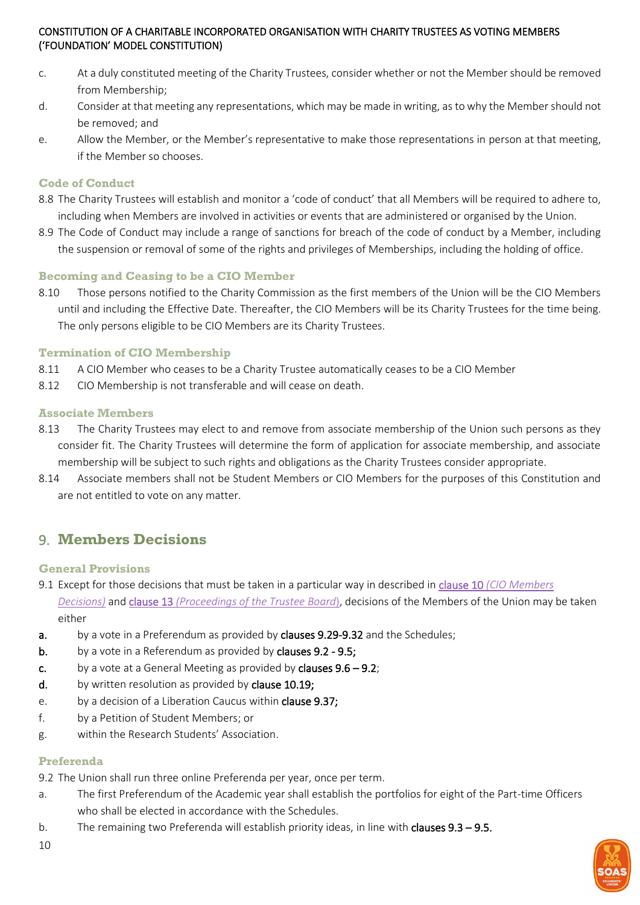c. At a duly constituted meeting of the Charity Trustees, consider whether or not the Member should be removed from Membership;

d. Consider at that meeting any representations, which may be made in writing, as to why the Member should not be removed; and

e. Allow the Member, or the Member's representative to make those representations in person at that meeting, if the Member so chooses.

### Code of Conduct

8.8 The Charity Trustees will establish and monitor a 'code of conduct' that all Members will be required to adhere to, including when Members are involved in activities or events that are administered or organised by the Union.

8.9 The Code of Conduct may include a range of sanctions for breach of the code of conduct by a Member, including the suspension or removal of some of the rights and privileges of Memberships, including the holding of office.

### Becoming and Ceasing to be a CIO Member

8.10 Those persons notified to the Charity Commission as the first members of the Union will be the CIO Members until and including the Effective Date. Thereafter, the CIO Members will be its Charity Trustees for the time being. The only persons eligible to be CIO Members are its Charity Trustees.

### Termination of CIO Membership

8.11 A CIO Member who ceases to be a Charity Trustee automatically ceases to be a CIO Member

8.12 CIO Membership is not transferable and will cease on death.

### Associate Members

8.13 The Charity Trustees may elect to and remove from associate membership of the Union such persons as they consider fit. The Charity Trustees will determine the form of application for associate membership, and associate membership will be subject to such rights and obligations as the Charity Trustees consider appropriate.

8.14 Associate members shall not be Student Members or CIO Members for the purposes of this Constitution and are not entitled to vote on any matter.

## 9. Members Decisions

### General Provisions

9.1 Except for those decisions that must be taken in a particular way in described in clause 10 *(CIO Members Decisions)* and clause 13 *(Proceedings of the Trustee Board)*, decisions of the Members of the Union may be taken either

**a.** by a vote in a Preferendum as provided by **clauses 9.29-9.32** and the Schedules;

**b.** by a vote in a Referendum as provided by **clauses 9.2 - 9.5;**

**c.** by a vote at a General Meeting as provided by **clauses 9.6 – 9.2**;

**d.** by written resolution as provided by **clause 10.19;**

e. by a decision of a Liberation Caucus within **clause 9.37;**

f. by a Petition of Student Members; or

g. within the Research Students' Association.

### Preferenda

9.2 The Union shall run three online Preferenda per year, once per term.

a. The first Preferendum of the Academic year shall establish the portfolios for eight of the Part-time Officers who shall be elected in accordance with the Schedules.

b. The remaining two Preferenda will establish priority ideas, in line with **clauses 9.3 – 9.5.**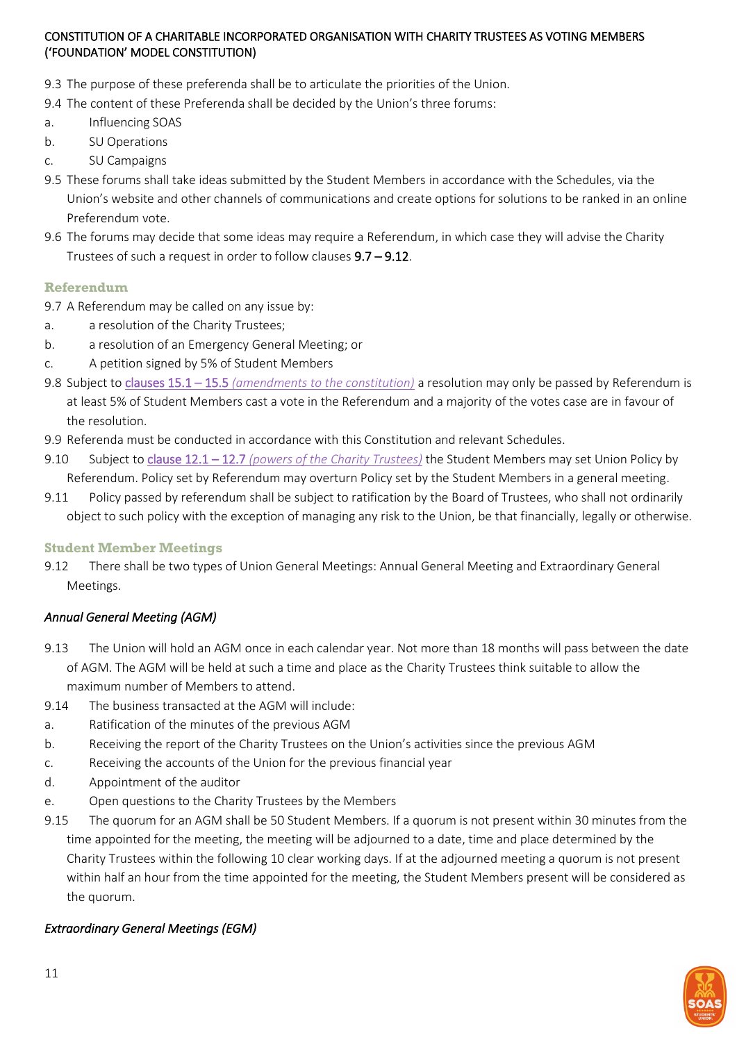9.3 The purpose of these preferenda shall be to articulate the priorities of the Union.

9.4 The content of these Preferenda shall be decided by the Union's three forums:

a. Influencing SOAS

b. SU Operations

c. SU Campaigns

9.5 These forums shall take ideas submitted by the Student Members in accordance with the Schedules, via the Union's website and other channels of communications and create options for solutions to be ranked in an online Preferendum vote.

9.6 The forums may decide that some ideas may require a Referendum, in which case they will advise the Charity Trustees of such a request in order to follow clauses **9.7 – 9.12**.

### Referendum

9.7 A Referendum may be called on any issue by:

a. a resolution of the Charity Trustees;

b. a resolution of an Emergency General Meeting; or

c. A petition signed by 5% of Student Members

9.8 Subject to clauses 15.1 – 15.5 *(amendments to the constitution)* a resolution may only be passed by Referendum is at least 5% of Student Members cast a vote in the Referendum and a majority of the votes case are in favour of the resolution.

9.9 Referenda must be conducted in accordance with this Constitution and relevant Schedules.

9.10 Subject to clause 12.1 – 12.7 *(powers of the Charity Trustees)* the Student Members may set Union Policy by Referendum. Policy set by Referendum may overturn Policy set by the Student Members in a general meeting.

9.11 Policy passed by referendum shall be subject to ratification by the Board of Trustees, who shall not ordinarily object to such policy with the exception of managing any risk to the Union, be that financially, legally or otherwise.

### Student Member Meetings

9.12 There shall be two types of Union General Meetings: Annual General Meeting and Extraordinary General Meetings.

#### *Annual General Meeting (AGM)*

9.13 The Union will hold an AGM once in each calendar year. Not more than 18 months will pass between the date of AGM. The AGM will be held at such a time and place as the Charity Trustees think suitable to allow the maximum number of Members to attend.

9.14 The business transacted at the AGM will include:

a. Ratification of the minutes of the previous AGM

b. Receiving the report of the Charity Trustees on the Union's activities since the previous AGM

c. Receiving the accounts of the Union for the previous financial year

d. Appointment of the auditor

e. Open questions to the Charity Trustees by the Members

9.15 The quorum for an AGM shall be 50 Student Members. If a quorum is not present within 30 minutes from the time appointed for the meeting, the meeting will be adjourned to a date, time and place determined by the Charity Trustees within the following 10 clear working days. If at the adjourned meeting a quorum is not present within half an hour from the time appointed for the meeting, the Student Members present will be considered as the quorum.

#### *Extraordinary General Meetings (EGM)*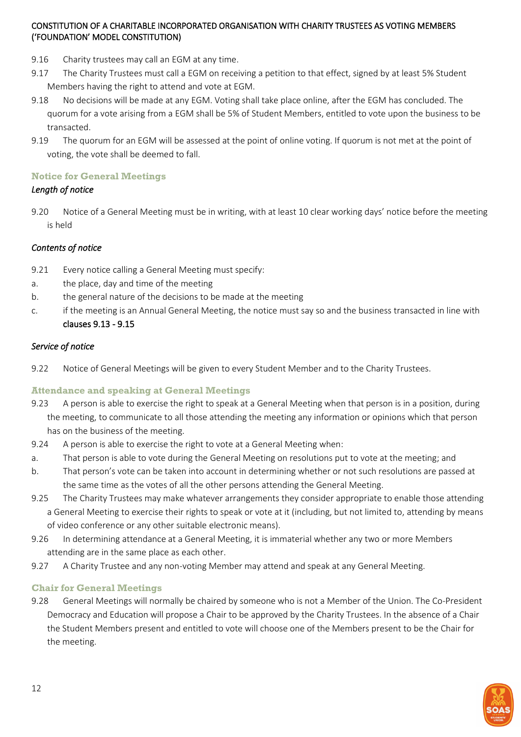- 9.16 Charity trustees may call an EGM at any time.
- 9.17 The Charity Trustees must call a EGM on receiving a petition to that effect, signed by at least 5% Student Members having the right to attend and vote at EGM.
- 9.18 No decisions will be made at any EGM. Voting shall take place online, after the EGM has concluded. The quorum for a vote arising from a EGM shall be 5% of Student Members, entitled to vote upon the business to be transacted.
- 9.19 The quorum for an EGM will be assessed at the point of online voting. If quorum is not met at the point of voting, the vote shall be deemed to fall.

### Notice for General Meetings

*Length of notice*

9.20 Notice of a General Meeting must be in writing, with at least 10 clear working days' notice before the meeting is held

*Contents of notice*

9.21 Every notice calling a General Meeting must specify:

a. the place, day and time of the meeting

b. the general nature of the decisions to be made at the meeting

c. if the meeting is an Annual General Meeting, the notice must say so and the business transacted in line with clauses 9.13 - 9.15

*Service of notice*

9.22 Notice of General Meetings will be given to every Student Member and to the Charity Trustees.

### Attendance and speaking at General Meetings

9.23 A person is able to exercise the right to speak at a General Meeting when that person is in a position, during the meeting, to communicate to all those attending the meeting any information or opinions which that person has on the business of the meeting.

9.24 A person is able to exercise the right to vote at a General Meeting when:

a. That person is able to vote during the General Meeting on resolutions put to vote at the meeting; and

b. That person's vote can be taken into account in determining whether or not such resolutions are passed at the same time as the votes of all the other persons attending the General Meeting.

9.25 The Charity Trustees may make whatever arrangements they consider appropriate to enable those attending a General Meeting to exercise their rights to speak or vote at it (including, but not limited to, attending by means of video conference or any other suitable electronic means).

9.26 In determining attendance at a General Meeting, it is immaterial whether any two or more Members attending are in the same place as each other.

9.27 A Charity Trustee and any non-voting Member may attend and speak at any General Meeting.

### Chair for General Meetings

9.28 General Meetings will normally be chaired by someone who is not a Member of the Union. The Co-President Democracy and Education will propose a Chair to be approved by the Charity Trustees. In the absence of a Chair the Student Members present and entitled to vote will choose one of the Members present to be the Chair for the meeting.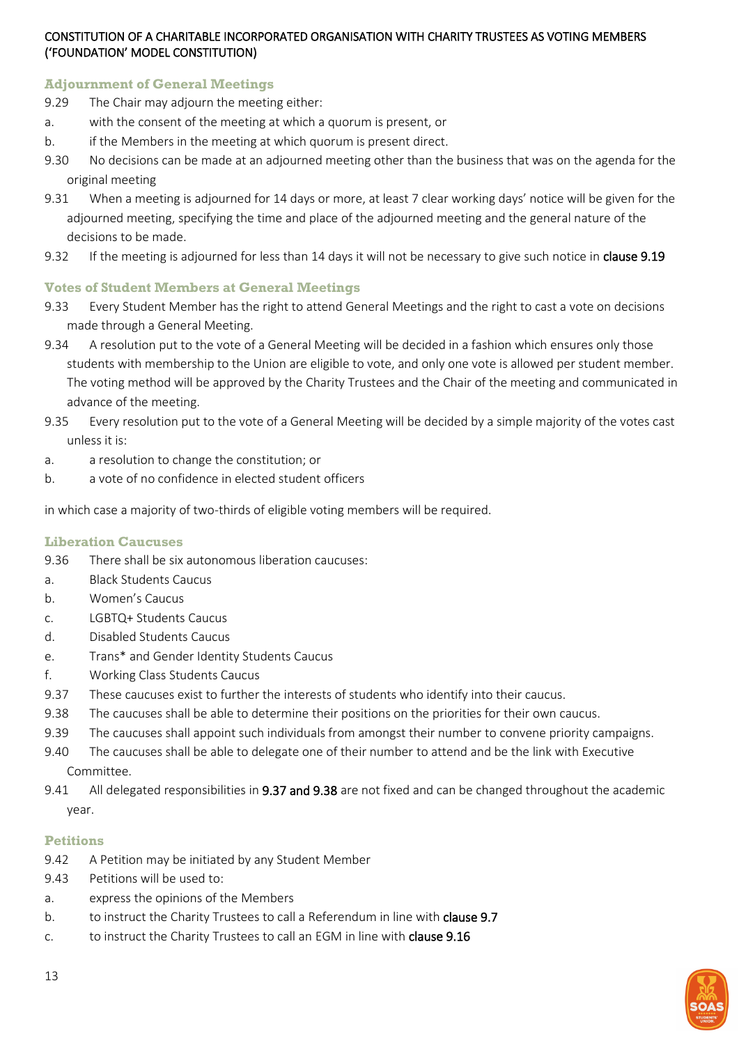## Adjournment of General Meetings

9.29 The Chair may adjourn the meeting either:

a. with the consent of the meeting at which a quorum is present, or

b. if the Members in the meeting at which quorum is present direct.

9.30 No decisions can be made at an adjourned meeting other than the business that was on the agenda for the original meeting

9.31 When a meeting is adjourned for 14 days or more, at least 7 clear working days' notice will be given for the adjourned meeting, specifying the time and place of the adjourned meeting and the general nature of the decisions to be made.

9.32 If the meeting is adjourned for less than 14 days it will not be necessary to give such notice in clause 9.19

## Votes of Student Members at General Meetings

9.33 Every Student Member has the right to attend General Meetings and the right to cast a vote on decisions made through a General Meeting.

9.34 A resolution put to the vote of a General Meeting will be decided in a fashion which ensures only those students with membership to the Union are eligible to vote, and only one vote is allowed per student member. The voting method will be approved by the Charity Trustees and the Chair of the meeting and communicated in advance of the meeting.

9.35 Every resolution put to the vote of a General Meeting will be decided by a simple majority of the votes cast unless it is:

a. a resolution to change the constitution; or

b. a vote of no confidence in elected student officers

in which case a majority of two-thirds of eligible voting members will be required.

## Liberation Caucuses

9.36 There shall be six autonomous liberation caucuses:

a. Black Students Caucus

b. Women's Caucus

c. LGBTQ+ Students Caucus

d. Disabled Students Caucus

e. Trans* and Gender Identity Students Caucus

f. Working Class Students Caucus

9.37 These caucuses exist to further the interests of students who identify into their caucus.

9.38 The caucuses shall be able to determine their positions on the priorities for their own caucus.

9.39 The caucuses shall appoint such individuals from amongst their number to convene priority campaigns.

9.40 The caucuses shall be able to delegate one of their number to attend and be the link with Executive Committee.

9.41 All delegated responsibilities in 9.37 and 9.38 are not fixed and can be changed throughout the academic year.

## Petitions

9.42 A Petition may be initiated by any Student Member

9.43 Petitions will be used to:

a. express the opinions of the Members

b. to instruct the Charity Trustees to call a Referendum in line with clause 9.7

c. to instruct the Charity Trustees to call an EGM in line with clause 9.16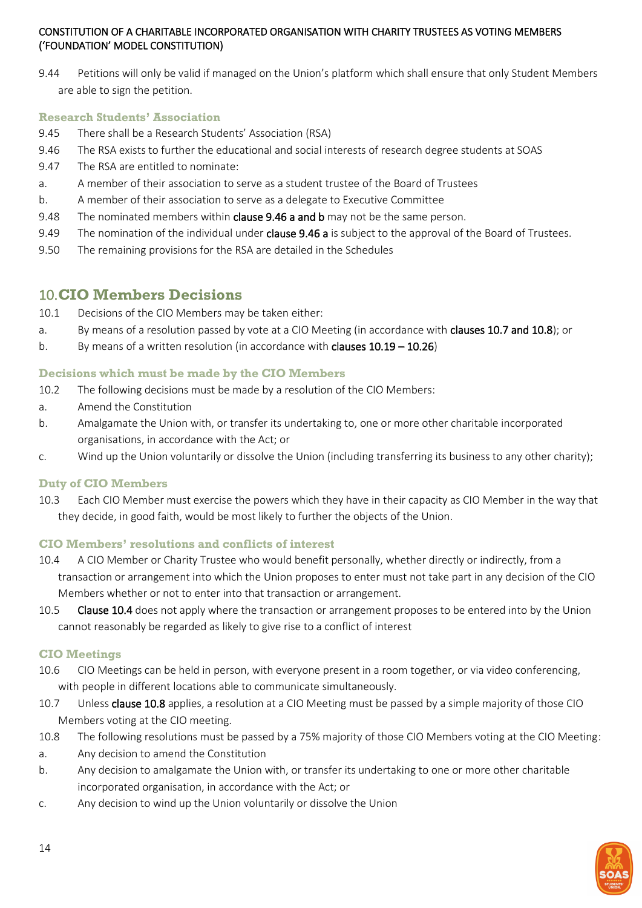9.44 Petitions will only be valid if managed on the Union's platform which shall ensure that only Student Members are able to sign the petition.

### Research Students' Association

9.45 There shall be a Research Students' Association (RSA)

9.46 The RSA exists to further the educational and social interests of research degree students at SOAS

9.47 The RSA are entitled to nominate:

a. A member of their association to serve as a student trustee of the Board of Trustees

b. A member of their association to serve as a delegate to Executive Committee

9.48 The nominated members within **clause 9.46 a and b** may not be the same person.

9.49 The nomination of the individual under **clause 9.46 a** is subject to the approval of the Board of Trustees.

9.50 The remaining provisions for the RSA are detailed in the Schedules

## 10. CIO Members Decisions

10.1 Decisions of the CIO Members may be taken either:

a. By means of a resolution passed by vote at a CIO Meeting (in accordance with **clauses 10.7 and 10.8**); or

b. By means of a written resolution (in accordance with **clauses 10.19 – 10.26**)

### Decisions which must be made by the CIO Members

10.2 The following decisions must be made by a resolution of the CIO Members:

a. Amend the Constitution

b. Amalgamate the Union with, or transfer its undertaking to, one or more other charitable incorporated organisations, in accordance with the Act; or

c. Wind up the Union voluntarily or dissolve the Union (including transferring its business to any other charity);

### Duty of CIO Members

10.3 Each CIO Member must exercise the powers which they have in their capacity as CIO Member in the way that they decide, in good faith, would be most likely to further the objects of the Union.

### CIO Members' resolutions and conflicts of interest

10.4 A CIO Member or Charity Trustee who would benefit personally, whether directly or indirectly, from a transaction or arrangement into which the Union proposes to enter must not take part in any decision of the CIO Members whether or not to enter into that transaction or arrangement.

10.5 **Clause 10.4** does not apply where the transaction or arrangement proposes to be entered into by the Union cannot reasonably be regarded as likely to give rise to a conflict of interest

### CIO Meetings

10.6 CIO Meetings can be held in person, with everyone present in a room together, or via video conferencing, with people in different locations able to communicate simultaneously.

10.7 Unless **clause 10.8** applies, a resolution at a CIO Meeting must be passed by a simple majority of those CIO Members voting at the CIO meeting.

10.8 The following resolutions must be passed by a 75% majority of those CIO Members voting at the CIO Meeting:

a. Any decision to amend the Constitution

b. Any decision to amalgamate the Union with, or transfer its undertaking to one or more other charitable incorporated organisation, in accordance with the Act; or

c. Any decision to wind up the Union voluntarily or dissolve the Union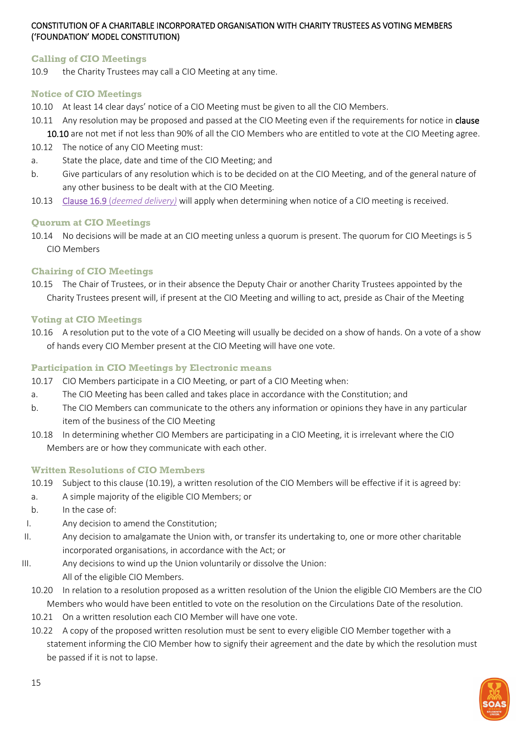### Calling of CIO Meetings

10.9 the Charity Trustees may call a CIO Meeting at any time.

### Notice of CIO Meetings

10.10 At least 14 clear days' notice of a CIO Meeting must be given to all the CIO Members.

10.11 Any resolution may be proposed and passed at the CIO Meeting even if the requirements for notice in clause 10.10 are not met if not less than 90% of all the CIO Members who are entitled to vote at the CIO Meeting agree.

10.12 The notice of any CIO Meeting must:

a. State the place, date and time of the CIO Meeting; and

b. Give particulars of any resolution which is to be decided on at the CIO Meeting, and of the general nature of any other business to be dealt with at the CIO Meeting.

10.13 Clause 16.9 (*deemed delivery)* will apply when determining when notice of a CIO meeting is received.

### Quorum at CIO Meetings

10.14 No decisions will be made at an CIO meeting unless a quorum is present. The quorum for CIO Meetings is 5 CIO Members

### Chairing of CIO Meetings

10.15 The Chair of Trustees, or in their absence the Deputy Chair or another Charity Trustees appointed by the Charity Trustees present will, if present at the CIO Meeting and willing to act, preside as Chair of the Meeting

### Voting at CIO Meetings

10.16 A resolution put to the vote of a CIO Meeting will usually be decided on a show of hands. On a vote of a show of hands every CIO Member present at the CIO Meeting will have one vote.

### Participation in CIO Meetings by Electronic means

10.17 CIO Members participate in a CIO Meeting, or part of a CIO Meeting when:

a. The CIO Meeting has been called and takes place in accordance with the Constitution; and

b. The CIO Members can communicate to the others any information or opinions they have in any particular item of the business of the CIO Meeting

10.18 In determining whether CIO Members are participating in a CIO Meeting, it is irrelevant where the CIO Members are or how they communicate with each other.

### Written Resolutions of CIO Members

10.19 Subject to this clause (10.19), a written resolution of the CIO Members will be effective if it is agreed by:

a. A simple majority of the eligible CIO Members; or

b. In the case of:

I. Any decision to amend the Constitution;

II. Any decision to amalgamate the Union with, or transfer its undertaking to, one or more other charitable incorporated organisations, in accordance with the Act; or

III. Any decisions to wind up the Union voluntarily or dissolve the Union:

All of the eligible CIO Members.

10.20 In relation to a resolution proposed as a written resolution of the Union the eligible CIO Members are the CIO Members who would have been entitled to vote on the resolution on the Circulations Date of the resolution.

10.21 On a written resolution each CIO Member will have one vote.

10.22 A copy of the proposed written resolution must be sent to every eligible CIO Member together with a statement informing the CIO Member how to signify their agreement and the date by which the resolution must be passed if it is not to lapse.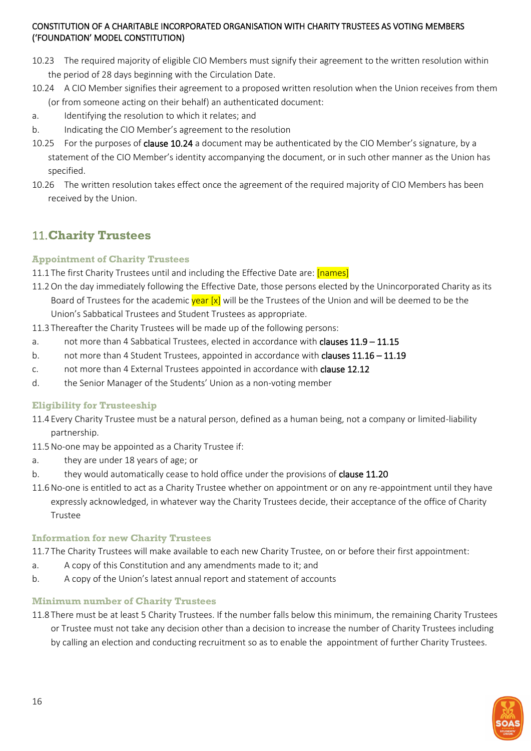10.23 The required majority of eligible CIO Members must signify their agreement to the written resolution within the period of 28 days beginning with the Circulation Date.

10.24 A CIO Member signifies their agreement to a proposed written resolution when the Union receives from them (or from someone acting on their behalf) an authenticated document:

a. Identifying the resolution to which it relates; and

b. Indicating the CIO Member's agreement to the resolution

10.25 For the purposes of **clause 10.24** a document may be authenticated by the CIO Member's signature, by a statement of the CIO Member's identity accompanying the document, or in such other manner as the Union has specified.

10.26 The written resolution takes effect once the agreement of the required majority of CIO Members has been received by the Union.

## 11. Charity Trustees

### Appointment of Charity Trustees

11.1 The first Charity Trustees until and including the Effective Date are: [names]

11.2 On the day immediately following the Effective Date, those persons elected by the Unincorporated Charity as its Board of Trustees for the academic year [x] will be the Trustees of the Union and will be deemed to be the Union's Sabbatical Trustees and Student Trustees as appropriate.

11.3 Thereafter the Charity Trustees will be made up of the following persons:

a. not more than 4 Sabbatical Trustees, elected in accordance with **clauses 11.9 – 11.15**

b. not more than 4 Student Trustees, appointed in accordance with **clauses 11.16 – 11.19**

c. not more than 4 External Trustees appointed in accordance with **clause 12.12**

d. the Senior Manager of the Students' Union as a non-voting member

### Eligibility for Trusteeship

11.4 Every Charity Trustee must be a natural person, defined as a human being, not a company or limited-liability partnership.

11.5 No-one may be appointed as a Charity Trustee if:

a. they are under 18 years of age; or

b. they would automatically cease to hold office under the provisions of **clause 11.20**

11.6 No-one is entitled to act as a Charity Trustee whether on appointment or on any re-appointment until they have expressly acknowledged, in whatever way the Charity Trustees decide, their acceptance of the office of Charity Trustee

### Information for new Charity Trustees

11.7 The Charity Trustees will make available to each new Charity Trustee, on or before their first appointment:

a. A copy of this Constitution and any amendments made to it; and

b. A copy of the Union's latest annual report and statement of accounts

### Minimum number of Charity Trustees

11.8 There must be at least 5 Charity Trustees. If the number falls below this minimum, the remaining Charity Trustees or Trustee must not take any decision other than a decision to increase the number of Charity Trustees including by calling an election and conducting recruitment so as to enable the appointment of further Charity Trustees.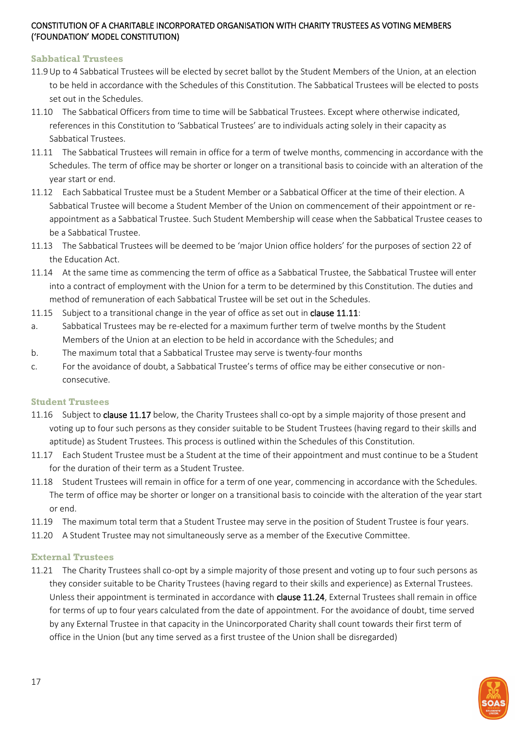### Sabbatical Trustees

11.9 Up to 4 Sabbatical Trustees will be elected by secret ballot by the Student Members of the Union, at an election to be held in accordance with the Schedules of this Constitution. The Sabbatical Trustees will be elected to posts set out in the Schedules.

11.10 The Sabbatical Officers from time to time will be Sabbatical Trustees. Except where otherwise indicated, references in this Constitution to 'Sabbatical Trustees' are to individuals acting solely in their capacity as Sabbatical Trustees.

11.11 The Sabbatical Trustees will remain in office for a term of twelve months, commencing in accordance with the Schedules. The term of office may be shorter or longer on a transitional basis to coincide with an alteration of the year start or end.

11.12 Each Sabbatical Trustee must be a Student Member or a Sabbatical Officer at the time of their election. A Sabbatical Trustee will become a Student Member of the Union on commencement of their appointment or re-appointment as a Sabbatical Trustee. Such Student Membership will cease when the Sabbatical Trustee ceases to be a Sabbatical Trustee.

11.13 The Sabbatical Trustees will be deemed to be 'major Union office holders' for the purposes of section 22 of the Education Act.

11.14 At the same time as commencing the term of office as a Sabbatical Trustee, the Sabbatical Trustee will enter into a contract of employment with the Union for a term to be determined by this Constitution. The duties and method of remuneration of each Sabbatical Trustee will be set out in the Schedules.

11.15 Subject to a transitional change in the year of office as set out in **clause 11.11**:

a. Sabbatical Trustees may be re-elected for a maximum further term of twelve months by the Student Members of the Union at an election to be held in accordance with the Schedules; and

b. The maximum total that a Sabbatical Trustee may serve is twenty-four months

c. For the avoidance of doubt, a Sabbatical Trustee's terms of office may be either consecutive or non-consecutive.

### Student Trustees

11.16 Subject to **clause 11.17** below, the Charity Trustees shall co-opt by a simple majority of those present and voting up to four such persons as they consider suitable to be Student Trustees (having regard to their skills and aptitude) as Student Trustees. This process is outlined within the Schedules of this Constitution.

11.17 Each Student Trustee must be a Student at the time of their appointment and must continue to be a Student for the duration of their term as a Student Trustee.

11.18 Student Trustees will remain in office for a term of one year, commencing in accordance with the Schedules. The term of office may be shorter or longer on a transitional basis to coincide with the alteration of the year start or end.

11.19 The maximum total term that a Student Trustee may serve in the position of Student Trustee is four years.

11.20 A Student Trustee may not simultaneously serve as a member of the Executive Committee.

### External Trustees

11.21 The Charity Trustees shall co-opt by a simple majority of those present and voting up to four such persons as they consider suitable to be Charity Trustees (having regard to their skills and experience) as External Trustees. Unless their appointment is terminated in accordance with **clause 11.24**, External Trustees shall remain in office for terms of up to four years calculated from the date of appointment. For the avoidance of doubt, time served by any External Trustee in that capacity in the Unincorporated Charity shall count towards their first term of office in the Union (but any time served as a first trustee of the Union shall be disregarded)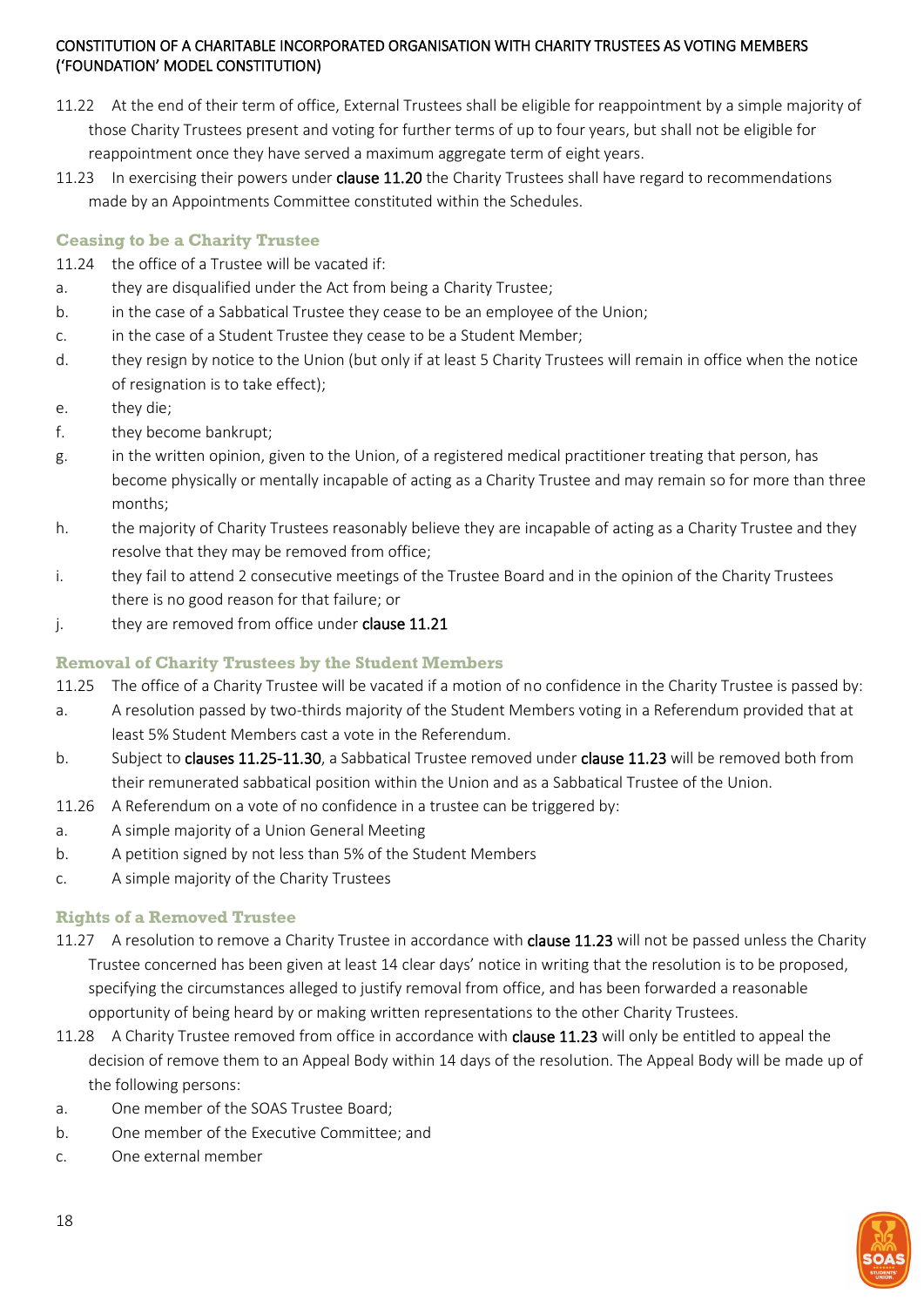11.22 At the end of their term of office, External Trustees shall be eligible for reappointment by a simple majority of those Charity Trustees present and voting for further terms of up to four years, but shall not be eligible for reappointment once they have served a maximum aggregate term of eight years.

11.23 In exercising their powers under clause 11.20 the Charity Trustees shall have regard to recommendations made by an Appointments Committee constituted within the Schedules.

### Ceasing to be a Charity Trustee

11.24 the office of a Trustee will be vacated if:

a. they are disqualified under the Act from being a Charity Trustee;

b. in the case of a Sabbatical Trustee they cease to be an employee of the Union;

c. in the case of a Student Trustee they cease to be a Student Member;

d. they resign by notice to the Union (but only if at least 5 Charity Trustees will remain in office when the notice of resignation is to take effect);

e. they die;

f. they become bankrupt;

g. in the written opinion, given to the Union, of a registered medical practitioner treating that person, has become physically or mentally incapable of acting as a Charity Trustee and may remain so for more than three months;

h. the majority of Charity Trustees reasonably believe they are incapable of acting as a Charity Trustee and they resolve that they may be removed from office;

i. they fail to attend 2 consecutive meetings of the Trustee Board and in the opinion of the Charity Trustees there is no good reason for that failure; or

j. they are removed from office under clause 11.21

### Removal of Charity Trustees by the Student Members

11.25 The office of a Charity Trustee will be vacated if a motion of no confidence in the Charity Trustee is passed by:

a. A resolution passed by two-thirds majority of the Student Members voting in a Referendum provided that at least 5% Student Members cast a vote in the Referendum.

b. Subject to clauses 11.25-11.30, a Sabbatical Trustee removed under clause 11.23 will be removed both from their remunerated sabbatical position within the Union and as a Sabbatical Trustee of the Union.

11.26 A Referendum on a vote of no confidence in a trustee can be triggered by:

a. A simple majority of a Union General Meeting

b. A petition signed by not less than 5% of the Student Members

c. A simple majority of the Charity Trustees

### Rights of a Removed Trustee

11.27 A resolution to remove a Charity Trustee in accordance with clause 11.23 will not be passed unless the Charity Trustee concerned has been given at least 14 clear days' notice in writing that the resolution is to be proposed, specifying the circumstances alleged to justify removal from office, and has been forwarded a reasonable opportunity of being heard by or making written representations to the other Charity Trustees.

11.28 A Charity Trustee removed from office in accordance with clause 11.23 will only be entitled to appeal the decision of remove them to an Appeal Body within 14 days of the resolution. The Appeal Body will be made up of the following persons:

a. One member of the SOAS Trustee Board;

b. One member of the Executive Committee; and

c. One external member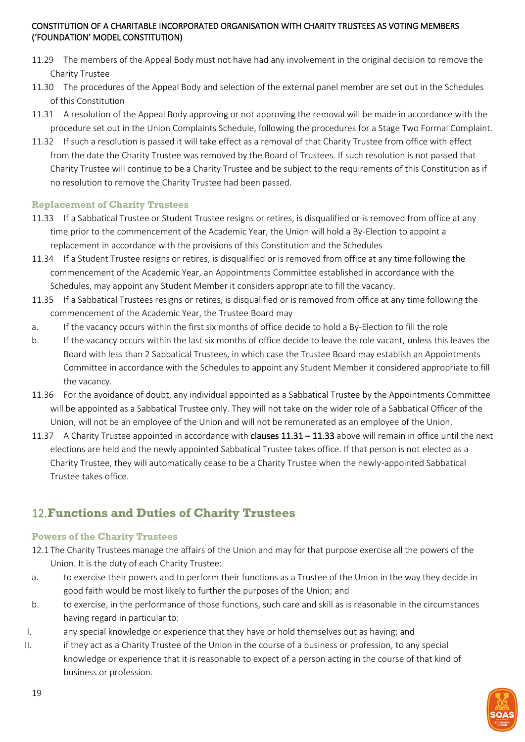11.29 The members of the Appeal Body must not have had any involvement in the original decision to remove the Charity Trustee

11.30 The procedures of the Appeal Body and selection of the external panel member are set out in the Schedules of this Constitution

11.31 A resolution of the Appeal Body approving or not approving the removal will be made in accordance with the procedure set out in the Union Complaints Schedule, following the procedures for a Stage Two Formal Complaint.

11.32 If such a resolution is passed it will take effect as a removal of that Charity Trustee from office with effect from the date the Charity Trustee was removed by the Board of Trustees. If such resolution is not passed that Charity Trustee will continue to be a Charity Trustee and be subject to the requirements of this Constitution as if no resolution to remove the Charity Trustee had been passed.

### Replacement of Charity Trustees

11.33 If a Sabbatical Trustee or Student Trustee resigns or retires, is disqualified or is removed from office at any time prior to the commencement of the Academic Year, the Union will hold a By-Election to appoint a replacement in accordance with the provisions of this Constitution and the Schedules

11.34 If a Student Trustee resigns or retires, is disqualified or is removed from office at any time following the commencement of the Academic Year, an Appointments Committee established in accordance with the Schedules, may appoint any Student Member it considers appropriate to fill the vacancy.

11.35 If a Sabbatical Trustees resigns or retires, is disqualified or is removed from office at any time following the commencement of the Academic Year, the Trustee Board may

a. If the vacancy occurs within the first six months of office decide to hold a By-Election to fill the role

b. If the vacancy occurs within the last six months of office decide to leave the role vacant, unless this leaves the Board with less than 2 Sabbatical Trustees, in which case the Trustee Board may establish an Appointments Committee in accordance with the Schedules to appoint any Student Member it considered appropriate to fill the vacancy.

11.36 For the avoidance of doubt, any individual appointed as a Sabbatical Trustee by the Appointments Committee will be appointed as a Sabbatical Trustee only. They will not take on the wider role of a Sabbatical Officer of the Union, will not be an employee of the Union and will not be remunerated as an employee of the Union.

11.37 A Charity Trustee appointed in accordance with **clauses 11.31 – 11.33** above will remain in office until the next elections are held and the newly appointed Sabbatical Trustee takes office. If that person is not elected as a Charity Trustee, they will automatically cease to be a Charity Trustee when the newly-appointed Sabbatical Trustee takes office.

## 12. Functions and Duties of Charity Trustees

### Powers of the Charity Trustees

12.1 The Charity Trustees manage the affairs of the Union and may for that purpose exercise all the powers of the Union. It is the duty of each Charity Trustee:

a. to exercise their powers and to perform their functions as a Trustee of the Union in the way they decide in good faith would be most likely to further the purposes of the Union; and

b. to exercise, in the performance of those functions, such care and skill as is reasonable in the circumstances having regard in particular to:

I. any special knowledge or experience that they have or hold themselves out as having; and

II. if they act as a Charity Trustee of the Union in the course of a business or profession, to any special knowledge or experience that it is reasonable to expect of a person acting in the course of that kind of business or profession.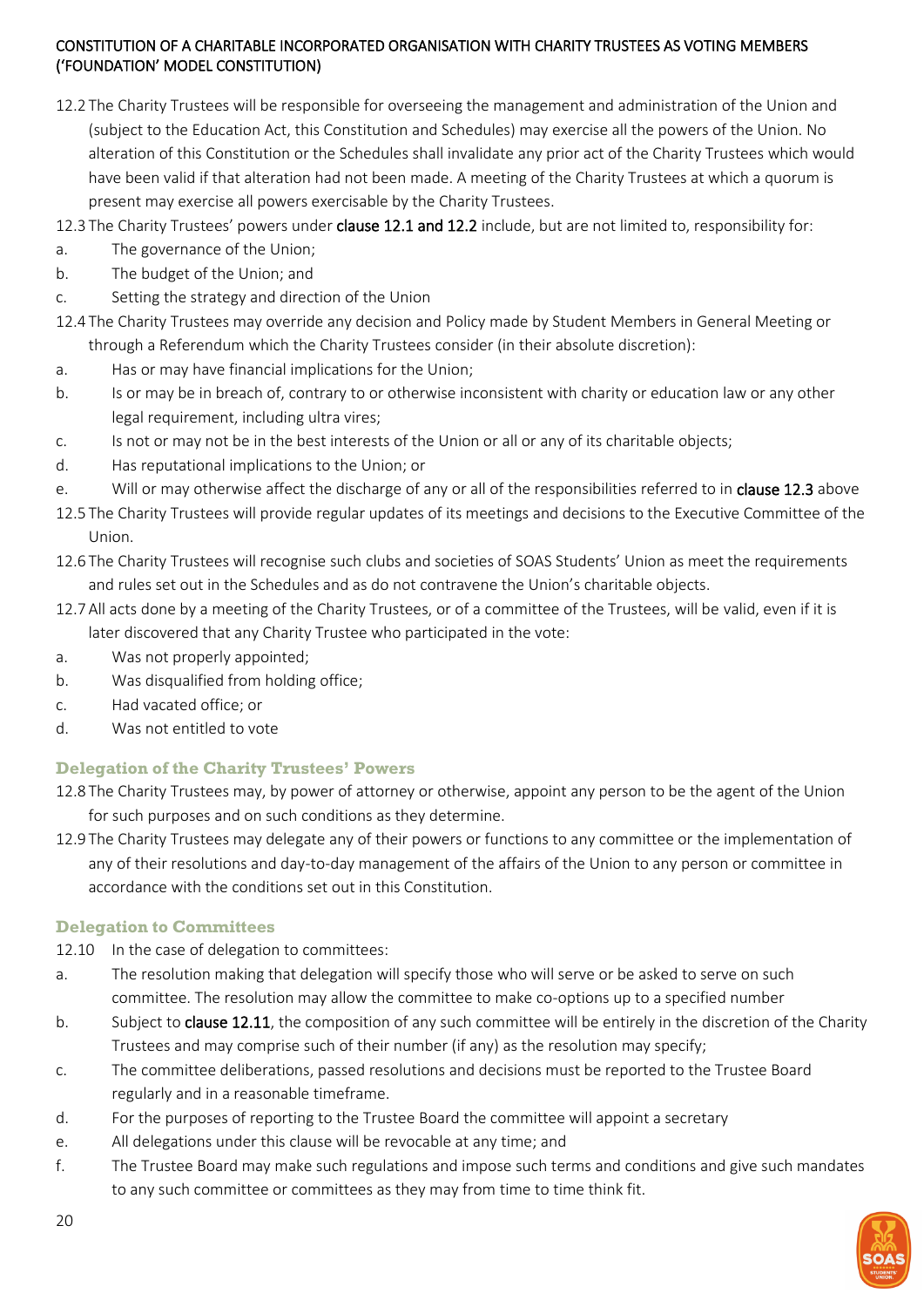12.2 The Charity Trustees will be responsible for overseeing the management and administration of the Union and (subject to the Education Act, this Constitution and Schedules) may exercise all the powers of the Union. No alteration of this Constitution or the Schedules shall invalidate any prior act of the Charity Trustees which would have been valid if that alteration had not been made. A meeting of the Charity Trustees at which a quorum is present may exercise all powers exercisable by the Charity Trustees.

12.3 The Charity Trustees' powers under clause 12.1 and 12.2 include, but are not limited to, responsibility for:

a. The governance of the Union;

b. The budget of the Union; and

c. Setting the strategy and direction of the Union

12.4 The Charity Trustees may override any decision and Policy made by Student Members in General Meeting or through a Referendum which the Charity Trustees consider (in their absolute discretion):

a. Has or may have financial implications for the Union;

b. Is or may be in breach of, contrary to or otherwise inconsistent with charity or education law or any other legal requirement, including ultra vires;

c. Is not or may not be in the best interests of the Union or all or any of its charitable objects;

d. Has reputational implications to the Union; or

e. Will or may otherwise affect the discharge of any or all of the responsibilities referred to in clause 12.3 above

12.5 The Charity Trustees will provide regular updates of its meetings and decisions to the Executive Committee of the Union.

12.6 The Charity Trustees will recognise such clubs and societies of SOAS Students' Union as meet the requirements and rules set out in the Schedules and as do not contravene the Union's charitable objects.

12.7 All acts done by a meeting of the Charity Trustees, or of a committee of the Trustees, will be valid, even if it is later discovered that any Charity Trustee who participated in the vote:

a. Was not properly appointed;

b. Was disqualified from holding office;

c. Had vacated office; or

d. Was not entitled to vote

### Delegation of the Charity Trustees' Powers

12.8 The Charity Trustees may, by power of attorney or otherwise, appoint any person to be the agent of the Union for such purposes and on such conditions as they determine.

12.9 The Charity Trustees may delegate any of their powers or functions to any committee or the implementation of any of their resolutions and day-to-day management of the affairs of the Union to any person or committee in accordance with the conditions set out in this Constitution.

### Delegation to Committees

12.10 In the case of delegation to committees:

a. The resolution making that delegation will specify those who will serve or be asked to serve on such committee. The resolution may allow the committee to make co-options up to a specified number

b. Subject to clause 12.11, the composition of any such committee will be entirely in the discretion of the Charity Trustees and may comprise such of their number (if any) as the resolution may specify;

c. The committee deliberations, passed resolutions and decisions must be reported to the Trustee Board regularly and in a reasonable timeframe.

d. For the purposes of reporting to the Trustee Board the committee will appoint a secretary

e. All delegations under this clause will be revocable at any time; and

f. The Trustee Board may make such regulations and impose such terms and conditions and give such mandates to any such committee or committees as they may from time to time think fit.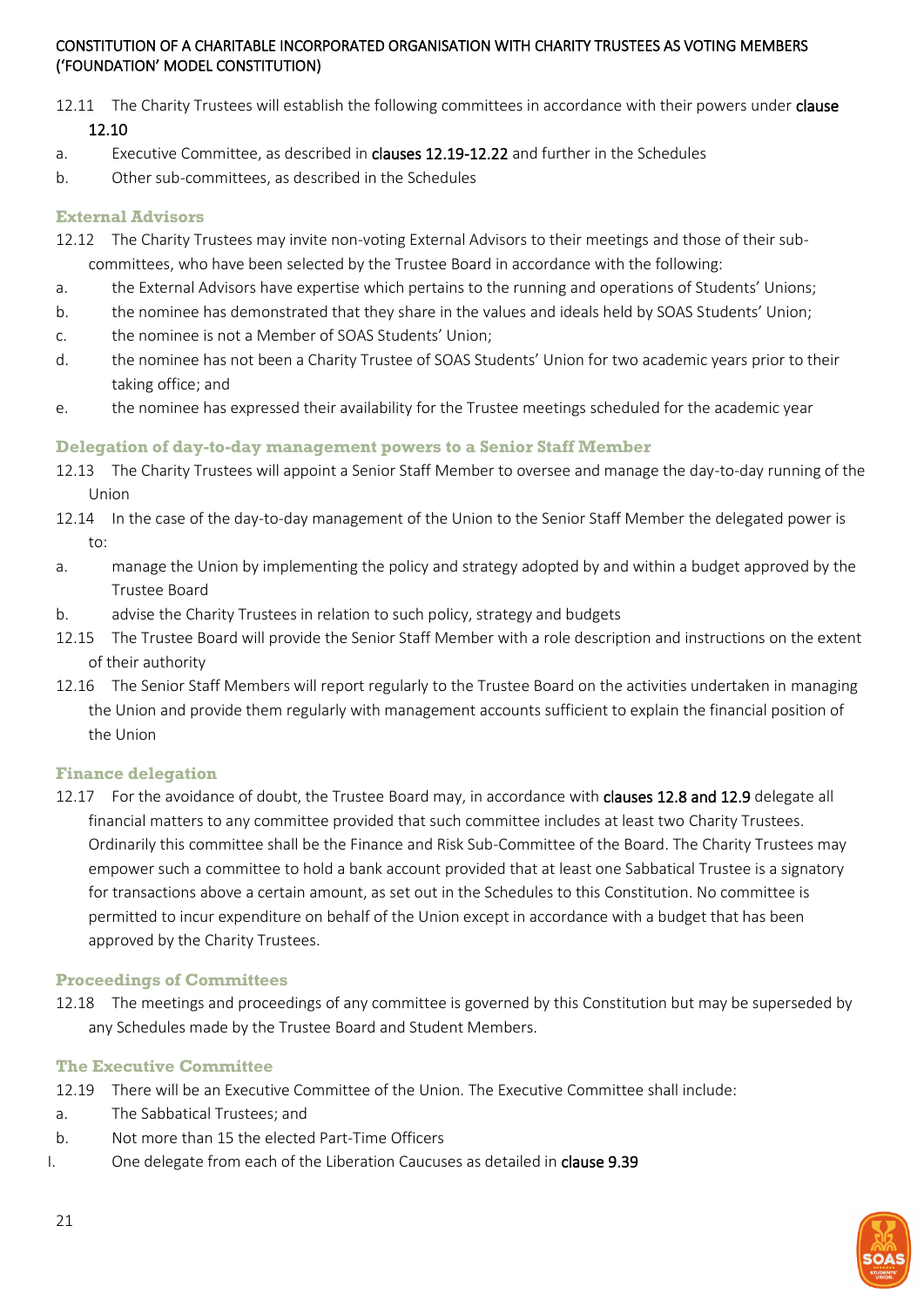12.11 The Charity Trustees will establish the following committees in accordance with their powers under clause 12.10

a. Executive Committee, as described in clauses 12.19-12.22 and further in the Schedules

b. Other sub-committees, as described in the Schedules

### External Advisors

12.12 The Charity Trustees may invite non-voting External Advisors to their meetings and those of their sub-committees, who have been selected by the Trustee Board in accordance with the following:

a. the External Advisors have expertise which pertains to the running and operations of Students' Unions;

b. the nominee has demonstrated that they share in the values and ideals held by SOAS Students' Union;

c. the nominee is not a Member of SOAS Students' Union;

d. the nominee has not been a Charity Trustee of SOAS Students' Union for two academic years prior to their taking office; and

e. the nominee has expressed their availability for the Trustee meetings scheduled for the academic year

### Delegation of day-to-day management powers to a Senior Staff Member

12.13 The Charity Trustees will appoint a Senior Staff Member to oversee and manage the day-to-day running of the Union

12.14 In the case of the day-to-day management of the Union to the Senior Staff Member the delegated power is to:

a. manage the Union by implementing the policy and strategy adopted by and within a budget approved by the Trustee Board

b. advise the Charity Trustees in relation to such policy, strategy and budgets

12.15 The Trustee Board will provide the Senior Staff Member with a role description and instructions on the extent of their authority

12.16 The Senior Staff Members will report regularly to the Trustee Board on the activities undertaken in managing the Union and provide them regularly with management accounts sufficient to explain the financial position of the Union

### Finance delegation

12.17 For the avoidance of doubt, the Trustee Board may, in accordance with clauses 12.8 and 12.9 delegate all financial matters to any committee provided that such committee includes at least two Charity Trustees. Ordinarily this committee shall be the Finance and Risk Sub-Committee of the Board. The Charity Trustees may empower such a committee to hold a bank account provided that at least one Sabbatical Trustee is a signatory for transactions above a certain amount, as set out in the Schedules to this Constitution. No committee is permitted to incur expenditure on behalf of the Union except in accordance with a budget that has been approved by the Charity Trustees.

### Proceedings of Committees

12.18 The meetings and proceedings of any committee is governed by this Constitution but may be superseded by any Schedules made by the Trustee Board and Student Members.

### The Executive Committee

12.19 There will be an Executive Committee of the Union. The Executive Committee shall include:

a. The Sabbatical Trustees; and

b. Not more than 15 the elected Part-Time Officers

I. One delegate from each of the Liberation Caucuses as detailed in clause 9.39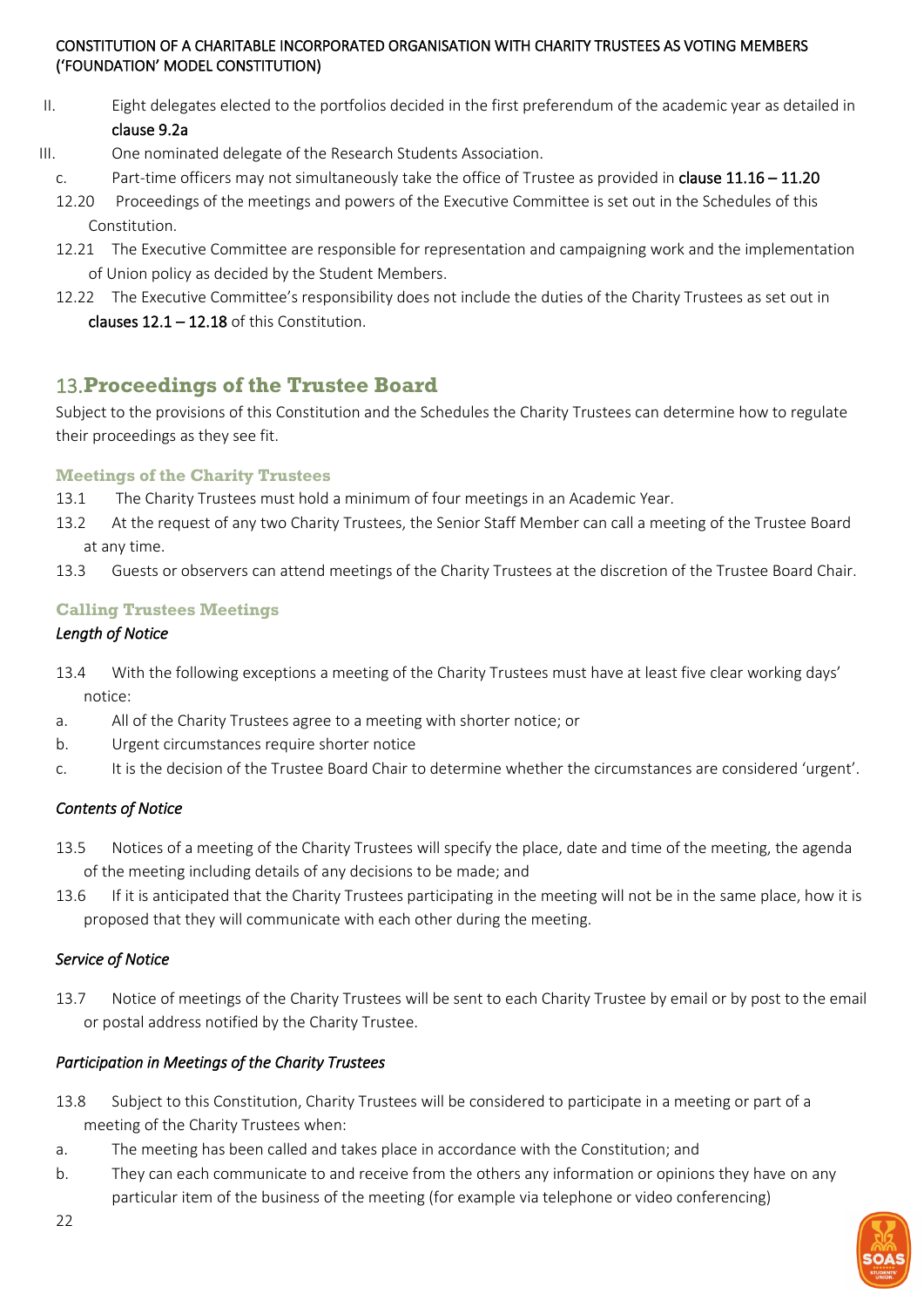II. Eight delegates elected to the portfolios decided in the first preferendum of the academic year as detailed in **clause 9.2a**

III. One nominated delegate of the Research Students Association.

c. Part-time officers may not simultaneously take the office of Trustee as provided in **clause 11.16 – 11.20**

12.20 Proceedings of the meetings and powers of the Executive Committee is set out in the Schedules of this Constitution.

12.21 The Executive Committee are responsible for representation and campaigning work and the implementation of Union policy as decided by the Student Members.

12.22 The Executive Committee's responsibility does not include the duties of the Charity Trustees as set out in **clauses 12.1 – 12.18** of this Constitution.

## 13. Proceedings of the Trustee Board

Subject to the provisions of this Constitution and the Schedules the Charity Trustees can determine how to regulate their proceedings as they see fit.

### Meetings of the Charity Trustees

13.1 The Charity Trustees must hold a minimum of four meetings in an Academic Year.

13.2 At the request of any two Charity Trustees, the Senior Staff Member can call a meeting of the Trustee Board at any time.

13.3 Guests or observers can attend meetings of the Charity Trustees at the discretion of the Trustee Board Chair.

### Calling Trustees Meetings

*Length of Notice*

13.4 With the following exceptions a meeting of the Charity Trustees must have at least five clear working days' notice:

a. All of the Charity Trustees agree to a meeting with shorter notice; or

b. Urgent circumstances require shorter notice

c. It is the decision of the Trustee Board Chair to determine whether the circumstances are considered 'urgent'.

*Contents of Notice*

13.5 Notices of a meeting of the Charity Trustees will specify the place, date and time of the meeting, the agenda of the meeting including details of any decisions to be made; and

13.6 If it is anticipated that the Charity Trustees participating in the meeting will not be in the same place, how it is proposed that they will communicate with each other during the meeting.

*Service of Notice*

13.7 Notice of meetings of the Charity Trustees will be sent to each Charity Trustee by email or by post to the email or postal address notified by the Charity Trustee.

*Participation in Meetings of the Charity Trustees*

13.8 Subject to this Constitution, Charity Trustees will be considered to participate in a meeting or part of a meeting of the Charity Trustees when:

a. The meeting has been called and takes place in accordance with the Constitution; and

b. They can each communicate to and receive from the others any information or opinions they have on any particular item of the business of the meeting (for example via telephone or video conferencing)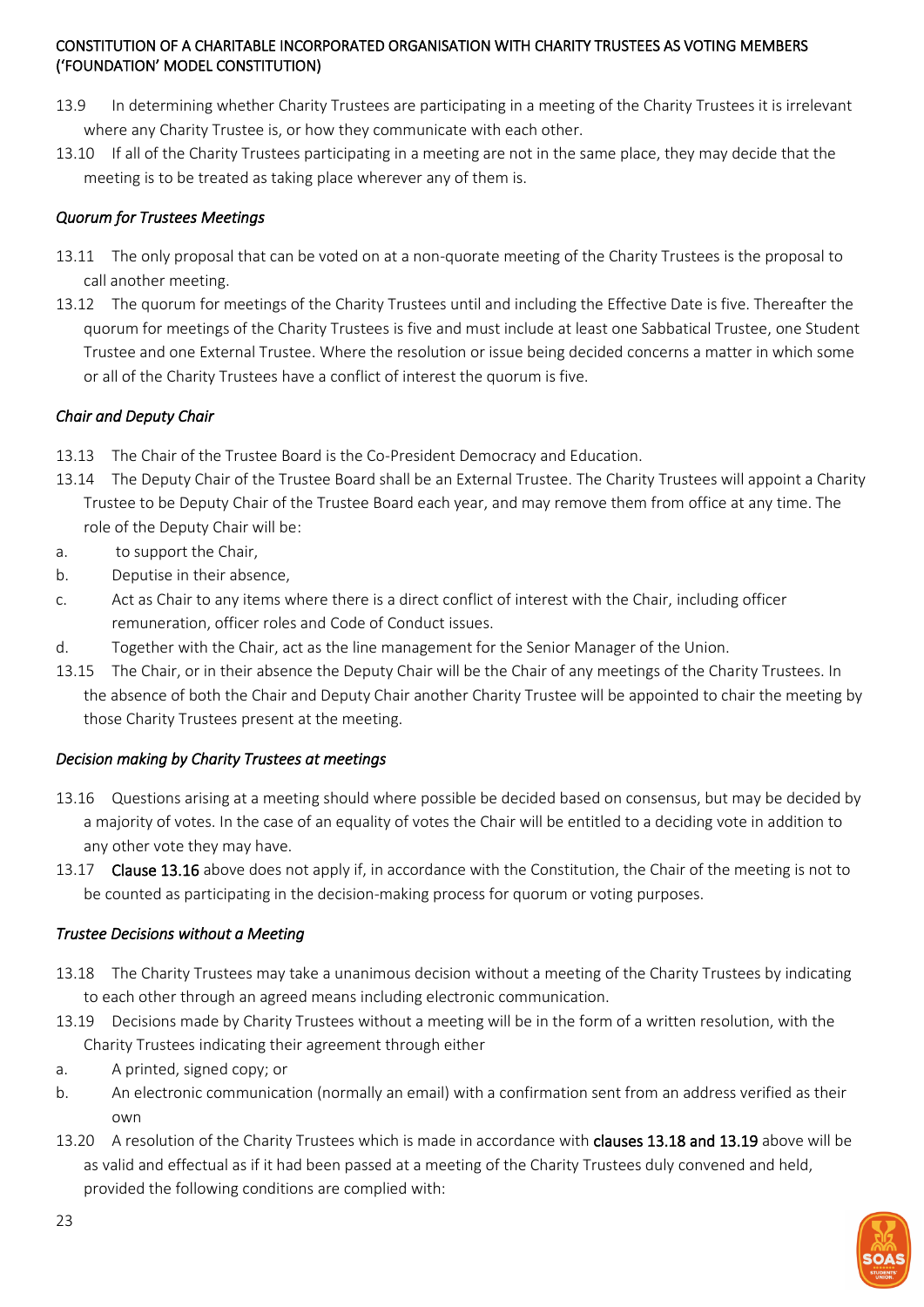13.9 In determining whether Charity Trustees are participating in a meeting of the Charity Trustees it is irrelevant where any Charity Trustee is, or how they communicate with each other.

13.10 If all of the Charity Trustees participating in a meeting are not in the same place, they may decide that the meeting is to be treated as taking place wherever any of them is.

*Quorum for Trustees Meetings*

13.11 The only proposal that can be voted on at a non-quorate meeting of the Charity Trustees is the proposal to call another meeting.

13.12 The quorum for meetings of the Charity Trustees until and including the Effective Date is five. Thereafter the quorum for meetings of the Charity Trustees is five and must include at least one Sabbatical Trustee, one Student Trustee and one External Trustee. Where the resolution or issue being decided concerns a matter in which some or all of the Charity Trustees have a conflict of interest the quorum is five.

*Chair and Deputy Chair*

13.13 The Chair of the Trustee Board is the Co-President Democracy and Education.

13.14 The Deputy Chair of the Trustee Board shall be an External Trustee. The Charity Trustees will appoint a Charity Trustee to be Deputy Chair of the Trustee Board each year, and may remove them from office at any time. The role of the Deputy Chair will be:

a. to support the Chair,

b. Deputise in their absence,

c. Act as Chair to any items where there is a direct conflict of interest with the Chair, including officer remuneration, officer roles and Code of Conduct issues.

d. Together with the Chair, act as the line management for the Senior Manager of the Union.

13.15 The Chair, or in their absence the Deputy Chair will be the Chair of any meetings of the Charity Trustees. In the absence of both the Chair and Deputy Chair another Charity Trustee will be appointed to chair the meeting by those Charity Trustees present at the meeting.

*Decision making by Charity Trustees at meetings*

13.16 Questions arising at a meeting should where possible be decided based on consensus, but may be decided by a majority of votes. In the case of an equality of votes the Chair will be entitled to a deciding vote in addition to any other vote they may have.

13.17 **Clause 13.16** above does not apply if, in accordance with the Constitution, the Chair of the meeting is not to be counted as participating in the decision-making process for quorum or voting purposes.

*Trustee Decisions without a Meeting*

13.18 The Charity Trustees may take a unanimous decision without a meeting of the Charity Trustees by indicating to each other through an agreed means including electronic communication.

13.19 Decisions made by Charity Trustees without a meeting will be in the form of a written resolution, with the Charity Trustees indicating their agreement through either

a. A printed, signed copy; or

b. An electronic communication (normally an email) with a confirmation sent from an address verified as their own

13.20 A resolution of the Charity Trustees which is made in accordance with **clauses 13.18 and 13.19** above will be as valid and effectual as if it had been passed at a meeting of the Charity Trustees duly convened and held, provided the following conditions are complied with: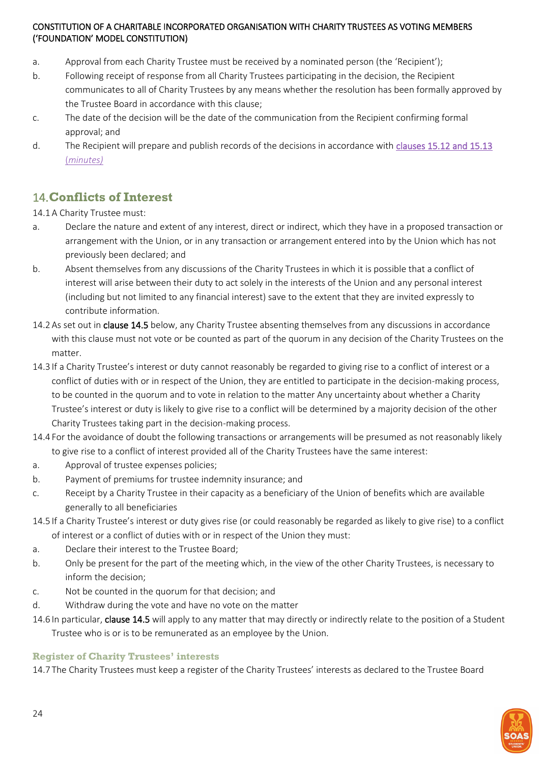a. Approval from each Charity Trustee must be received by a nominated person (the 'Recipient');

b. Following receipt of response from all Charity Trustees participating in the decision, the Recipient communicates to all of Charity Trustees by any means whether the resolution has been formally approved by the Trustee Board in accordance with this clause;

c. The date of the decision will be the date of the communication from the Recipient confirming formal approval; and

d. The Recipient will prepare and publish records of the decisions in accordance with clauses 15.12 and 15.13 (*minutes)*

## 14. Conflicts of Interest

14.1 A Charity Trustee must:

a. Declare the nature and extent of any interest, direct or indirect, which they have in a proposed transaction or arrangement with the Union, or in any transaction or arrangement entered into by the Union which has not previously been declared; and

b. Absent themselves from any discussions of the Charity Trustees in which it is possible that a conflict of interest will arise between their duty to act solely in the interests of the Union and any personal interest (including but not limited to any financial interest) save to the extent that they are invited expressly to contribute information.

14.2 As set out in clause 14.5 below, any Charity Trustee absenting themselves from any discussions in accordance with this clause must not vote or be counted as part of the quorum in any decision of the Charity Trustees on the matter.

14.3 If a Charity Trustee's interest or duty cannot reasonably be regarded to giving rise to a conflict of interest or a conflict of duties with or in respect of the Union, they are entitled to participate in the decision-making process, to be counted in the quorum and to vote in relation to the matter Any uncertainty about whether a Charity Trustee's interest or duty is likely to give rise to a conflict will be determined by a majority decision of the other Charity Trustees taking part in the decision-making process.

14.4 For the avoidance of doubt the following transactions or arrangements will be presumed as not reasonably likely to give rise to a conflict of interest provided all of the Charity Trustees have the same interest:

a. Approval of trustee expenses policies;

b. Payment of premiums for trustee indemnity insurance; and

c. Receipt by a Charity Trustee in their capacity as a beneficiary of the Union of benefits which are available generally to all beneficiaries

14.5 If a Charity Trustee's interest or duty gives rise (or could reasonably be regarded as likely to give rise) to a conflict of interest or a conflict of duties with or in respect of the Union they must:

a. Declare their interest to the Trustee Board;

b. Only be present for the part of the meeting which, in the view of the other Charity Trustees, is necessary to inform the decision;

c. Not be counted in the quorum for that decision; and

d. Withdraw during the vote and have no vote on the matter

14.6 In particular, clause 14.5 will apply to any matter that may directly or indirectly relate to the position of a Student Trustee who is or is to be remunerated as an employee by the Union.

### Register of Charity Trustees' interests

14.7 The Charity Trustees must keep a register of the Charity Trustees' interests as declared to the Trustee Board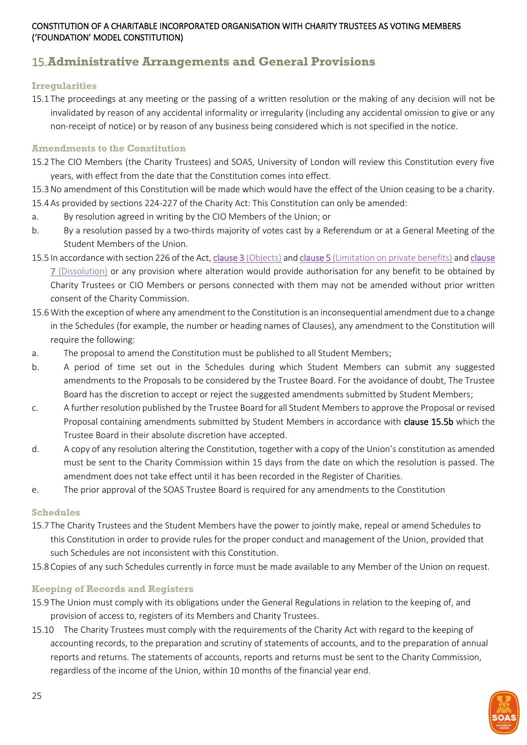## 15. Administrative Arrangements and General Provisions

### Irregularities

15.1 The proceedings at any meeting or the passing of a written resolution or the making of any decision will not be invalidated by reason of any accidental informality or irregularity (including any accidental omission to give or any non-receipt of notice) or by reason of any business being considered which is not specified in the notice.

### Amendments to the Constitution

15.2 The CIO Members (the Charity Trustees) and SOAS, University of London will review this Constitution every five years, with effect from the date that the Constitution comes into effect.

15.3 No amendment of this Constitution will be made which would have the effect of the Union ceasing to be a charity.

15.4 As provided by sections 224-227 of the Charity Act: This Constitution can only be amended:

a. By resolution agreed in writing by the CIO Members of the Union; or

b. By a resolution passed by a two-thirds majority of votes cast by a Referendum or at a General Meeting of the Student Members of the Union.

15.5 In accordance with section 226 of the Act, clause 3 (Objects) and clause 5 (Limitation on private benefits) and clause 7 (Dissolution) or any provision where alteration would provide authorisation for any benefit to be obtained by Charity Trustees or CIO Members or persons connected with them may not be amended without prior written consent of the Charity Commission.

15.6 With the exception of where any amendment to the Constitution is an inconsequential amendment due to a change in the Schedules (for example, the number or heading names of Clauses), any amendment to the Constitution will require the following:

a. The proposal to amend the Constitution must be published to all Student Members;

b. A period of time set out in the Schedules during which Student Members can submit any suggested amendments to the Proposals to be considered by the Trustee Board. For the avoidance of doubt, The Trustee Board has the discretion to accept or reject the suggested amendments submitted by Student Members;

c. A further resolution published by the Trustee Board for all Student Members to approve the Proposal or revised Proposal containing amendments submitted by Student Members in accordance with **clause 15.5b** which the Trustee Board in their absolute discretion have accepted.

d. A copy of any resolution altering the Constitution, together with a copy of the Union's constitution as amended must be sent to the Charity Commission within 15 days from the date on which the resolution is passed. The amendment does not take effect until it has been recorded in the Register of Charities.

e. The prior approval of the SOAS Trustee Board is required for any amendments to the Constitution

### Schedules

15.7 The Charity Trustees and the Student Members have the power to jointly make, repeal or amend Schedules to this Constitution in order to provide rules for the proper conduct and management of the Union, provided that such Schedules are not inconsistent with this Constitution.

15.8 Copies of any such Schedules currently in force must be made available to any Member of the Union on request.

### Keeping of Records and Registers

15.9 The Union must comply with its obligations under the General Regulations in relation to the keeping of, and provision of access to, registers of its Members and Charity Trustees.

15.10 The Charity Trustees must comply with the requirements of the Charity Act with regard to the keeping of accounting records, to the preparation and scrutiny of statements of accounts, and to the preparation of annual reports and returns. The statements of accounts, reports and returns must be sent to the Charity Commission, regardless of the income of the Union, within 10 months of the financial year end.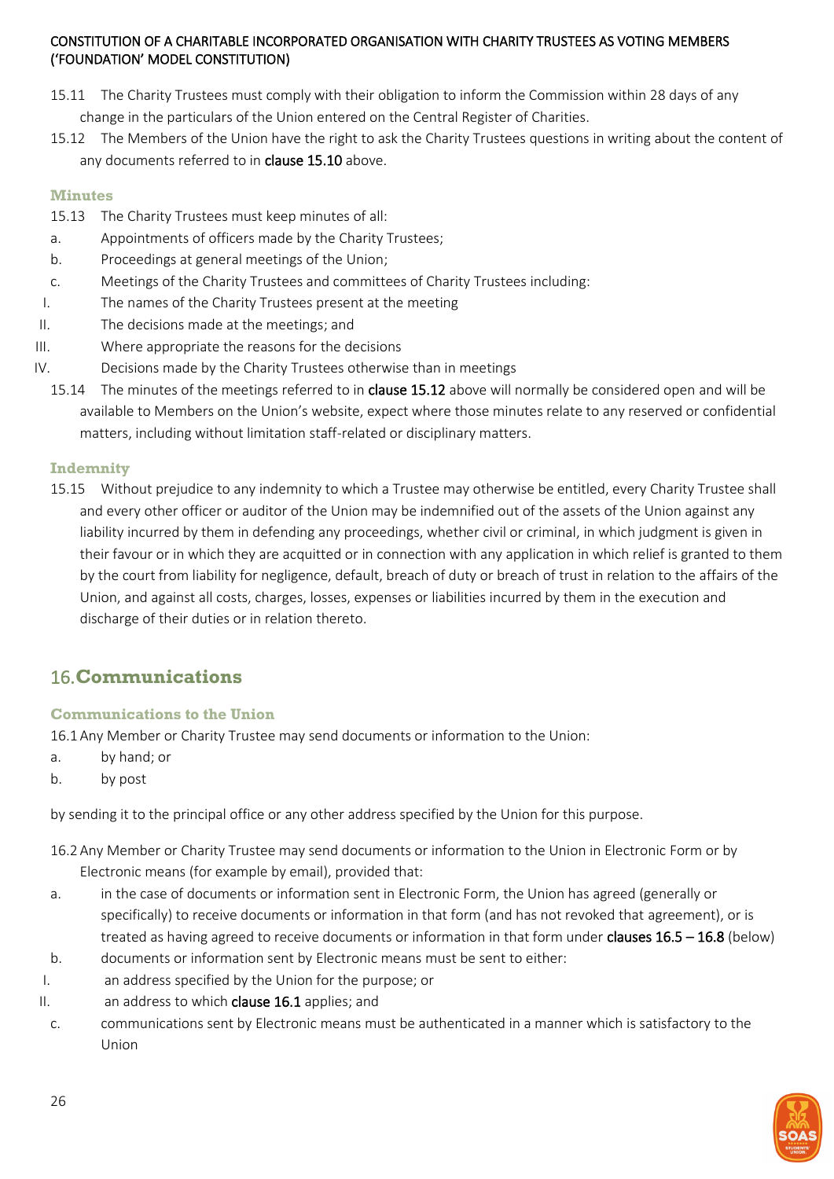15.11 The Charity Trustees must comply with their obligation to inform the Commission within 28 days of any change in the particulars of the Union entered on the Central Register of Charities.

15.12 The Members of the Union have the right to ask the Charity Trustees questions in writing about the content of any documents referred to in **clause 15.10** above.

### Minutes

15.13 The Charity Trustees must keep minutes of all:

a. Appointments of officers made by the Charity Trustees;

b. Proceedings at general meetings of the Union;

c. Meetings of the Charity Trustees and committees of Charity Trustees including:

I. The names of the Charity Trustees present at the meeting

II. The decisions made at the meetings; and

III. Where appropriate the reasons for the decisions

IV. Decisions made by the Charity Trustees otherwise than in meetings

15.14 The minutes of the meetings referred to in **clause 15.12** above will normally be considered open and will be available to Members on the Union's website, expect where those minutes relate to any reserved or confidential matters, including without limitation staff-related or disciplinary matters.

### Indemnity

15.15 Without prejudice to any indemnity to which a Trustee may otherwise be entitled, every Charity Trustee shall and every other officer or auditor of the Union may be indemnified out of the assets of the Union against any liability incurred by them in defending any proceedings, whether civil or criminal, in which judgment is given in their favour or in which they are acquitted or in connection with any application in which relief is granted to them by the court from liability for negligence, default, breach of duty or breach of trust in relation to the affairs of the Union, and against all costs, charges, losses, expenses or liabilities incurred by them in the execution and discharge of their duties or in relation thereto.

## 16. Communications

### Communications to the Union

16.1 Any Member or Charity Trustee may send documents or information to the Union:

a. by hand; or

b. by post

by sending it to the principal office or any other address specified by the Union for this purpose.

16.2 Any Member or Charity Trustee may send documents or information to the Union in Electronic Form or by Electronic means (for example by email), provided that:

a. in the case of documents or information sent in Electronic Form, the Union has agreed (generally or specifically) to receive documents or information in that form (and has not revoked that agreement), or is treated as having agreed to receive documents or information in that form under **clauses 16.5 – 16.8** (below)

b. documents or information sent by Electronic means must be sent to either:

I. an address specified by the Union for the purpose; or

II. an address to which **clause 16.1** applies; and

c. communications sent by Electronic means must be authenticated in a manner which is satisfactory to the Union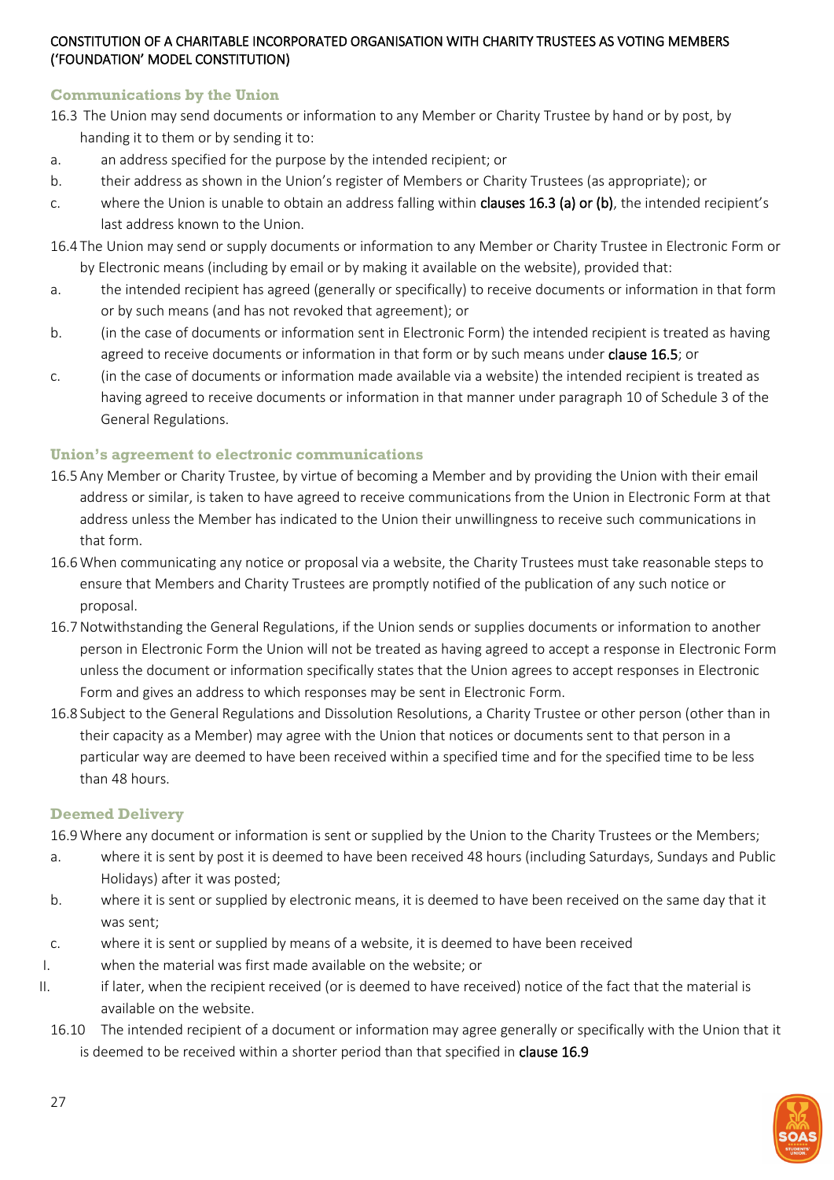### Communications by the Union

16.3 The Union may send documents or information to any Member or Charity Trustee by hand or by post, by handing it to them or by sending it to:

a. an address specified for the purpose by the intended recipient; or

b. their address as shown in the Union's register of Members or Charity Trustees (as appropriate); or

c. where the Union is unable to obtain an address falling within **clauses 16.3 (a) or (b)**, the intended recipient's last address known to the Union.

16.4 The Union may send or supply documents or information to any Member or Charity Trustee in Electronic Form or by Electronic means (including by email or by making it available on the website), provided that:

a. the intended recipient has agreed (generally or specifically) to receive documents or information in that form or by such means (and has not revoked that agreement); or

b. (in the case of documents or information sent in Electronic Form) the intended recipient is treated as having agreed to receive documents or information in that form or by such means under **clause 16.5**; or

c. (in the case of documents or information made available via a website) the intended recipient is treated as having agreed to receive documents or information in that manner under paragraph 10 of Schedule 3 of the General Regulations.

### Union's agreement to electronic communications

16.5 Any Member or Charity Trustee, by virtue of becoming a Member and by providing the Union with their email address or similar, is taken to have agreed to receive communications from the Union in Electronic Form at that address unless the Member has indicated to the Union their unwillingness to receive such communications in that form.

16.6 When communicating any notice or proposal via a website, the Charity Trustees must take reasonable steps to ensure that Members and Charity Trustees are promptly notified of the publication of any such notice or proposal.

16.7 Notwithstanding the General Regulations, if the Union sends or supplies documents or information to another person in Electronic Form the Union will not be treated as having agreed to accept a response in Electronic Form unless the document or information specifically states that the Union agrees to accept responses in Electronic Form and gives an address to which responses may be sent in Electronic Form.

16.8 Subject to the General Regulations and Dissolution Resolutions, a Charity Trustee or other person (other than in their capacity as a Member) may agree with the Union that notices or documents sent to that person in a particular way are deemed to have been received within a specified time and for the specified time to be less than 48 hours.

### Deemed Delivery

16.9 Where any document or information is sent or supplied by the Union to the Charity Trustees or the Members;

a. where it is sent by post it is deemed to have been received 48 hours (including Saturdays, Sundays and Public Holidays) after it was posted;

b. where it is sent or supplied by electronic means, it is deemed to have been received on the same day that it was sent;

c. where it is sent or supplied by means of a website, it is deemed to have been received

I. when the material was first made available on the website; or

II. if later, when the recipient received (or is deemed to have received) notice of the fact that the material is available on the website.

16.10 The intended recipient of a document or information may agree generally or specifically with the Union that it is deemed to be received within a shorter period than that specified in **clause 16.9**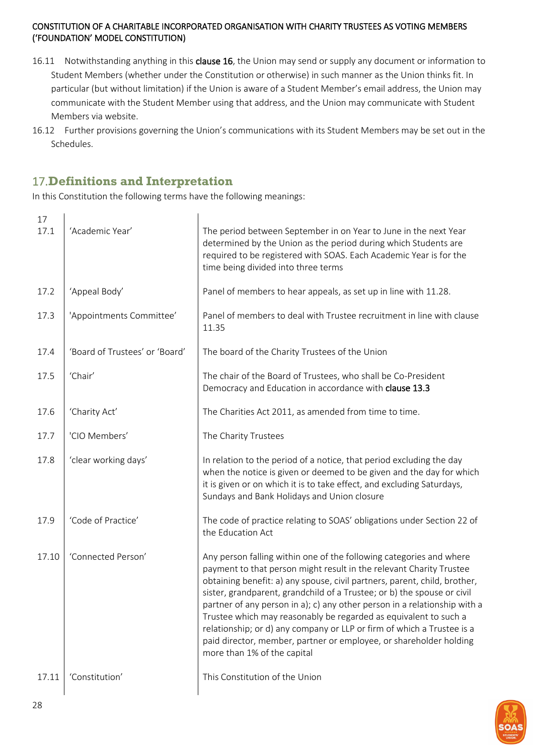16.11 Notwithstanding anything in this **clause 16**, the Union may send or supply any document or information to Student Members (whether under the Constitution or otherwise) in such manner as the Union thinks fit. In particular (but without limitation) if the Union is aware of a Student Member's email address, the Union may communicate with the Student Member using that address, and the Union may communicate with Student Members via website.

16.12 Further provisions governing the Union's communications with its Student Members may be set out in the Schedules.

## 17. Definitions and Interpretation

In this Constitution the following terms have the following meanings:

| 17 | | |
|---|---|---|
| 17.1 | 'Academic Year' | The period between September in on Year to June in the next Year determined by the Union as the period during which Students are required to be registered with SOAS. Each Academic Year is for the time being divided into three terms |
| 17.2 | 'Appeal Body' | Panel of members to hear appeals, as set up in line with 11.28. |
| 17.3 | 'Appointments Committee' | Panel of members to deal with Trustee recruitment in line with clause 11.35 |
| 17.4 | 'Board of Trustees' or 'Board' | The board of the Charity Trustees of the Union |
| 17.5 | 'Chair' | The chair of the Board of Trustees, who shall be Co-President Democracy and Education in accordance with **clause 13.3** |
| 17.6 | 'Charity Act' | The Charities Act 2011, as amended from time to time. |
| 17.7 | 'CIO Members' | The Charity Trustees |
| 17.8 | 'clear working days' | In relation to the period of a notice, that period excluding the day when the notice is given or deemed to be given and the day for which it is given or on which it is to take effect, and excluding Saturdays, Sundays and Bank Holidays and Union closure |
| 17.9 | 'Code of Practice' | The code of practice relating to SOAS' obligations under Section 22 of the Education Act |
| 17.10 | 'Connected Person' | Any person falling within one of the following categories and where payment to that person might result in the relevant Charity Trustee obtaining benefit: a) any spouse, civil partners, parent, child, brother, sister, grandparent, grandchild of a Trustee; or b) the spouse or civil partner of any person in a); c) any other person in a relationship with a Trustee which may reasonably be regarded as equivalent to such a relationship; or d) any company or LLP or firm of which a Trustee is a paid director, member, partner or employee, or shareholder holding more than 1% of the capital |
| 17.11 | 'Constitution' | This Constitution of the Union |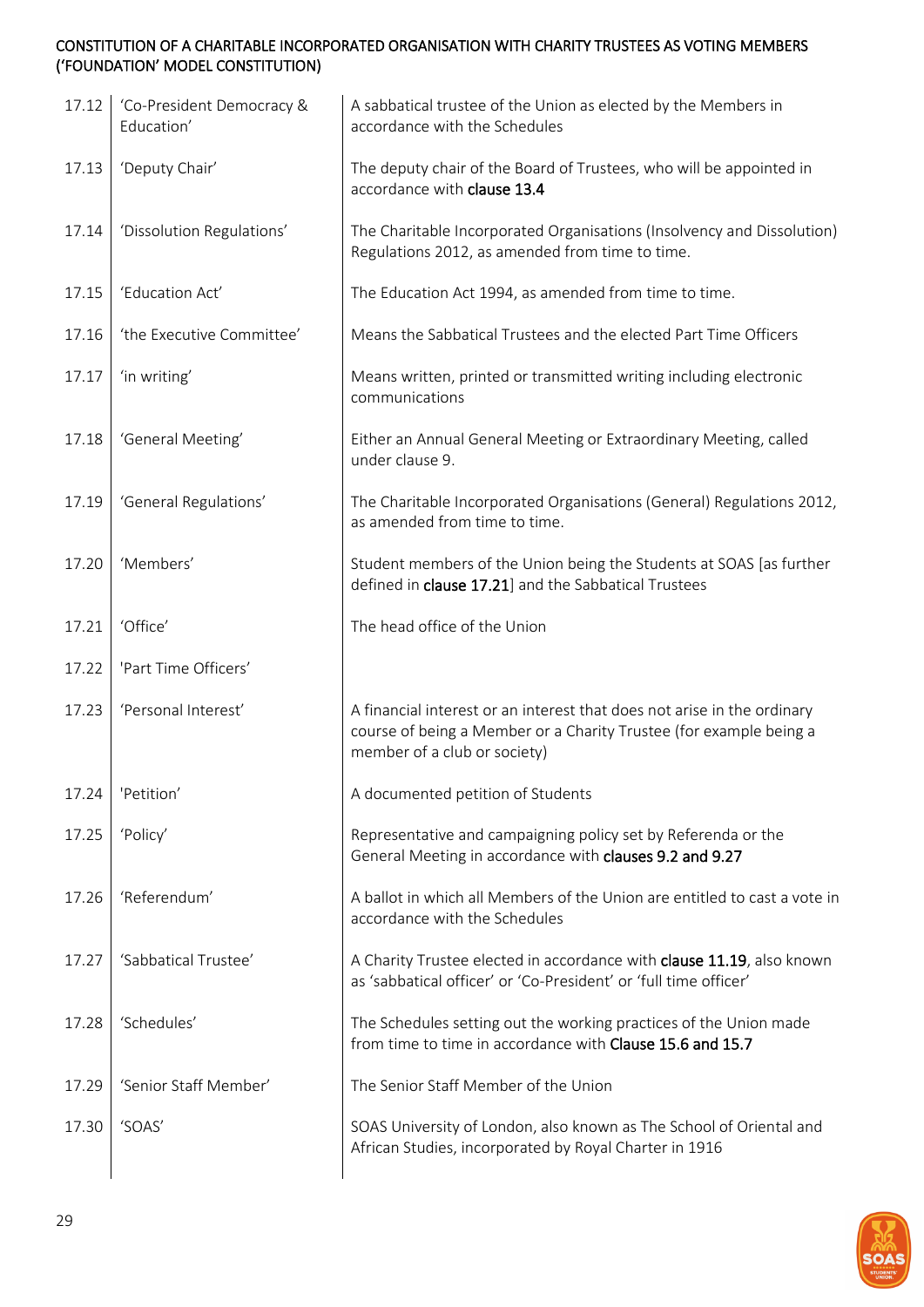CONSTITUTION OF A CHARITABLE INCORPORATED ORGANISATION WITH CHARITY TRUSTEES AS VOTING MEMBERS ('FOUNDATION' MODEL CONSTITUTION)

| | | |
|---|---|---|
| 17.12 | 'Co-President Democracy & Education' | A sabbatical trustee of the Union as elected by the Members in accordance with the Schedules |
| 17.13 | 'Deputy Chair' | The deputy chair of the Board of Trustees, who will be appointed in accordance with **clause 13.4** |
| 17.14 | 'Dissolution Regulations' | The Charitable Incorporated Organisations (Insolvency and Dissolution) Regulations 2012, as amended from time to time. |
| 17.15 | 'Education Act' | The Education Act 1994, as amended from time to time. |
| 17.16 | 'the Executive Committee' | Means the Sabbatical Trustees and the elected Part Time Officers |
| 17.17 | 'in writing' | Means written, printed or transmitted writing including electronic communications |
| 17.18 | 'General Meeting' | Either an Annual General Meeting or Extraordinary Meeting, called under clause 9. |
| 17.19 | 'General Regulations' | The Charitable Incorporated Organisations (General) Regulations 2012, as amended from time to time. |
| 17.20 | 'Members' | Student members of the Union being the Students at SOAS [as further defined in **clause 17.21**] and the Sabbatical Trustees |
| 17.21 | 'Office' | The head office of the Union |
| 17.22 | 'Part Time Officers' | |
| 17.23 | 'Personal Interest' | A financial interest or an interest that does not arise in the ordinary course of being a Member or a Charity Trustee (for example being a member of a club or society) |
| 17.24 | 'Petition' | A documented petition of Students |
| 17.25 | 'Policy' | Representative and campaigning policy set by Referenda or the General Meeting in accordance with **clauses 9.2 and 9.27** |
| 17.26 | 'Referendum' | A ballot in which all Members of the Union are entitled to cast a vote in accordance with the Schedules |
| 17.27 | 'Sabbatical Trustee' | A Charity Trustee elected in accordance with **clause 11.19**, also known as 'sabbatical officer' or 'Co-President' or 'full time officer' |
| 17.28 | 'Schedules' | The Schedules setting out the working practices of the Union made from time to time in accordance with **Clause 15.6 and 15.7** |
| 17.29 | 'Senior Staff Member' | The Senior Staff Member of the Union |
| 17.30 | 'SOAS' | SOAS University of London, also known as The School of Oriental and African Studies, incorporated by Royal Charter in 1916 |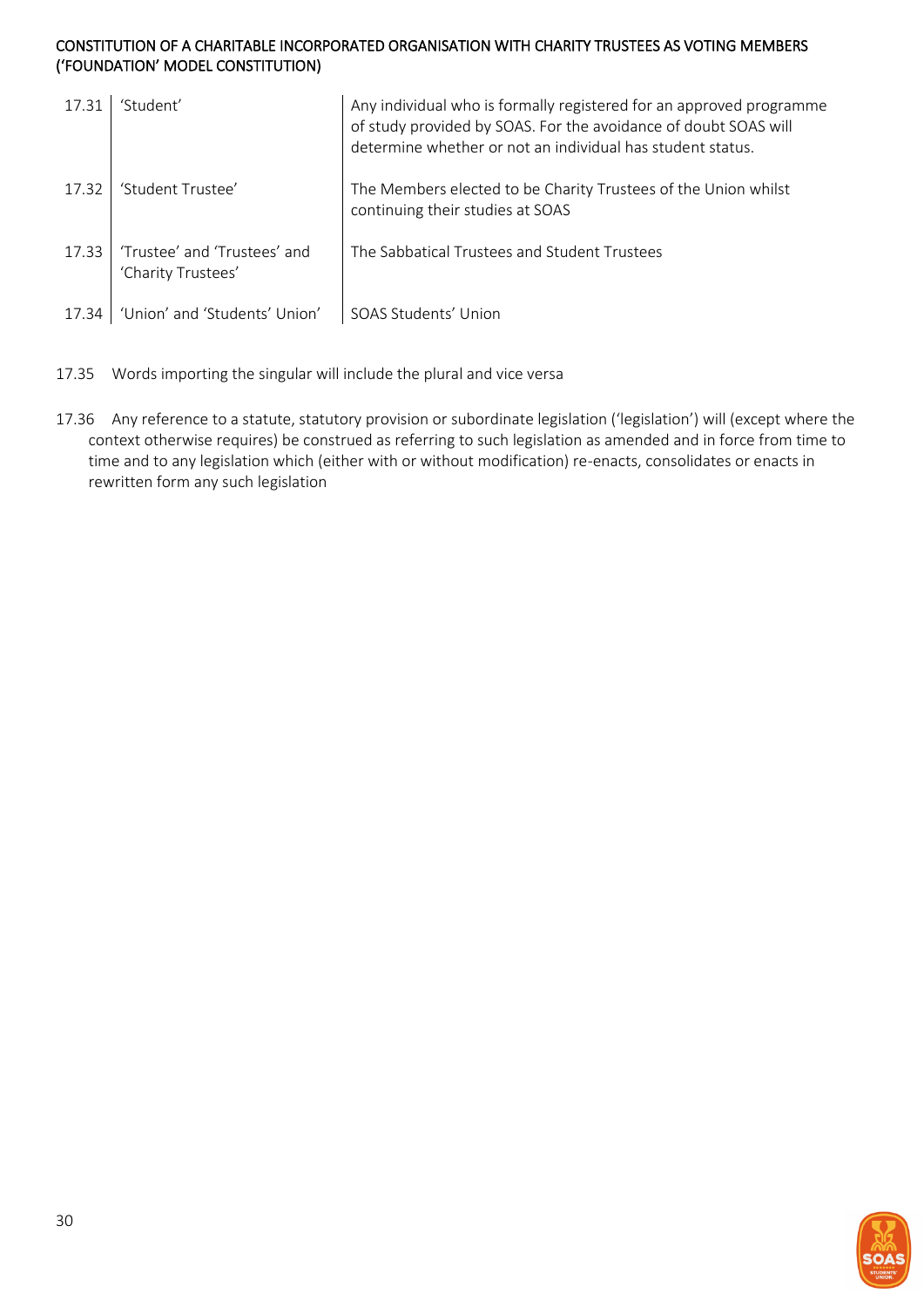| | | |
|---|---|---|
| 17.31 | 'Student' | Any individual who is formally registered for an approved programme of study provided by SOAS. For the avoidance of doubt SOAS will determine whether or not an individual has student status. |
| 17.32 | 'Student Trustee' | The Members elected to be Charity Trustees of the Union whilst continuing their studies at SOAS |
| 17.33 | 'Trustee' and 'Trustees' and 'Charity Trustees' | The Sabbatical Trustees and Student Trustees |
| 17.34 | 'Union' and 'Students' Union' | SOAS Students' Union |

17.35 Words importing the singular will include the plural and vice versa

17.36 Any reference to a statute, statutory provision or subordinate legislation ('legislation') will (except where the context otherwise requires) be construed as referring to such legislation as amended and in force from time to time and to any legislation which (either with or without modification) re-enacts, consolidates or enacts in rewritten form any such legislation